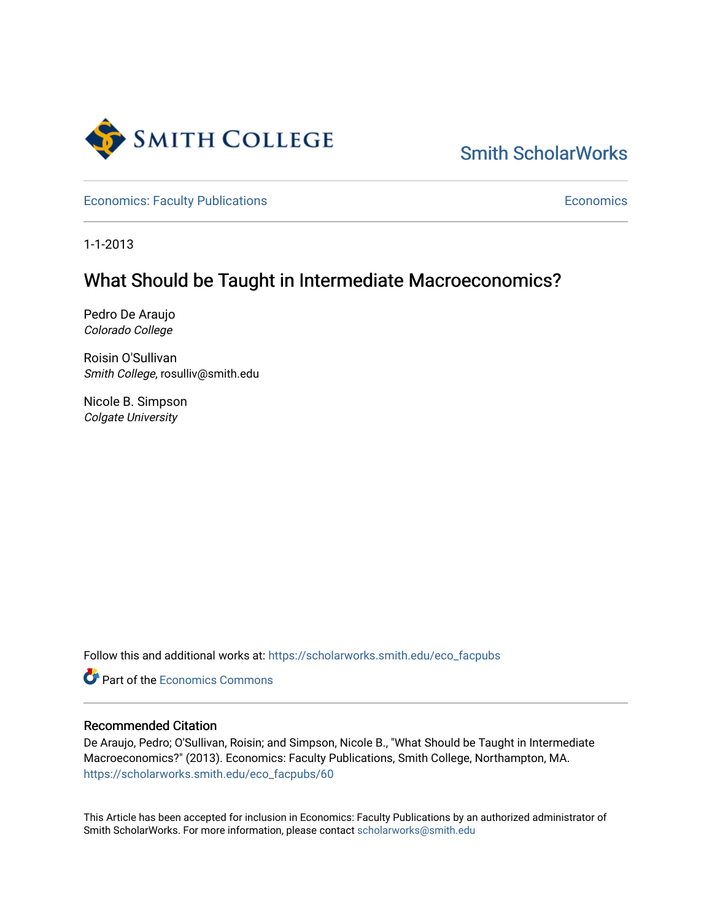Smith ScholarWorks

Economics: Faculty Publications

Economics

1-1-2013

# What Should be Taught in Intermediate Macroeconomics?

Pedro De Araujo
*Colorado College*

Roisin O'Sullivan
*Smith College*, rosulliv@smith.edu

Nicole B. Simpson
*Colgate University*

Follow this and additional works at: https://scholarworks.smith.edu/eco_facpubs

Part of the Economics Commons

### Recommended Citation

De Araujo, Pedro; O'Sullivan, Roisin; and Simpson, Nicole B., "What Should be Taught in Intermediate Macroeconomics?" (2013). Economics: Faculty Publications, Smith College, Northampton, MA.
https://scholarworks.smith.edu/eco_facpubs/60

This Article has been accepted for inclusion in Economics: Faculty Publications by an authorized administrator of Smith ScholarWorks. For more information, please contact scholarworks@smith.edu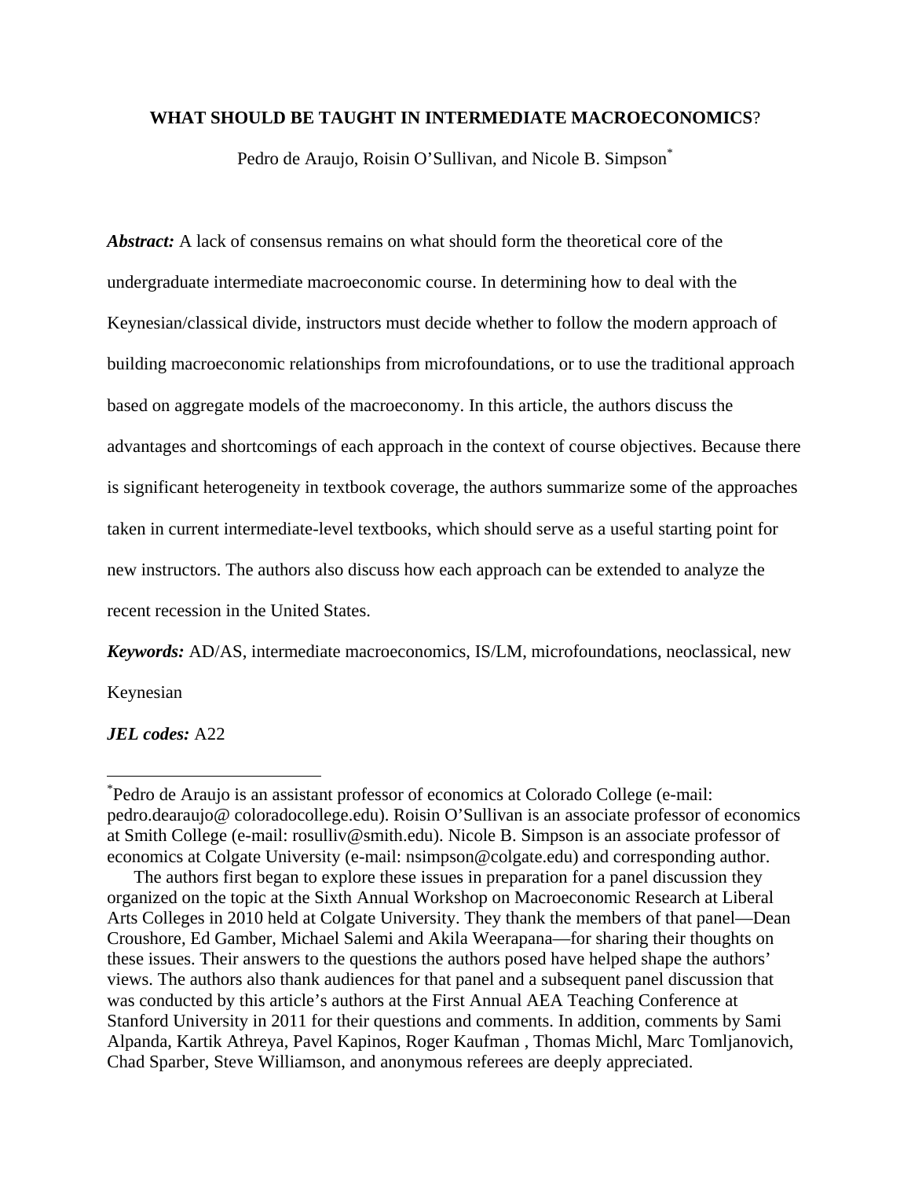# WHAT SHOULD BE TAUGHT IN INTERMEDIATE MACROECONOMICS?

Pedro de Araujo, Roisin O'Sullivan, and Nicole B. Simpson*

***Abstract:*** A lack of consensus remains on what should form the theoretical core of the undergraduate intermediate macroeconomic course. In determining how to deal with the Keynesian/classical divide, instructors must decide whether to follow the modern approach of building macroeconomic relationships from microfoundations, or to use the traditional approach based on aggregate models of the macroeconomy. In this article, the authors discuss the advantages and shortcomings of each approach in the context of course objectives. Because there is significant heterogeneity in textbook coverage, the authors summarize some of the approaches taken in current intermediate-level textbooks, which should serve as a useful starting point for new instructors. The authors also discuss how each approach can be extended to analyze the recent recession in the United States.

***Keywords:*** AD/AS, intermediate macroeconomics, IS/LM, microfoundations, neoclassical, new Keynesian

***JEL codes:*** A22

---

*Pedro de Araujo is an assistant professor of economics at Colorado College (e-mail: pedro.dearaujo@ coloradocollege.edu). Roisin O'Sullivan is an associate professor of economics at Smith College (e-mail: rosulliv@smith.edu). Nicole B. Simpson is an associate professor of economics at Colgate University (e-mail: nsimpson@colgate.edu) and corresponding author.

The authors first began to explore these issues in preparation for a panel discussion they organized on the topic at the Sixth Annual Workshop on Macroeconomic Research at Liberal Arts Colleges in 2010 held at Colgate University. They thank the members of that panel—Dean Croushore, Ed Gamber, Michael Salemi and Akila Weerapana—for sharing their thoughts on these issues. Their answers to the questions the authors posed have helped shape the authors' views. The authors also thank audiences for that panel and a subsequent panel discussion that was conducted by this article's authors at the First Annual AEA Teaching Conference at Stanford University in 2011 for their questions and comments. In addition, comments by Sami Alpanda, Kartik Athreya, Pavel Kapinos, Roger Kaufman , Thomas Michl, Marc Tomljanovich, Chad Sparber, Steve Williamson, and anonymous referees are deeply appreciated.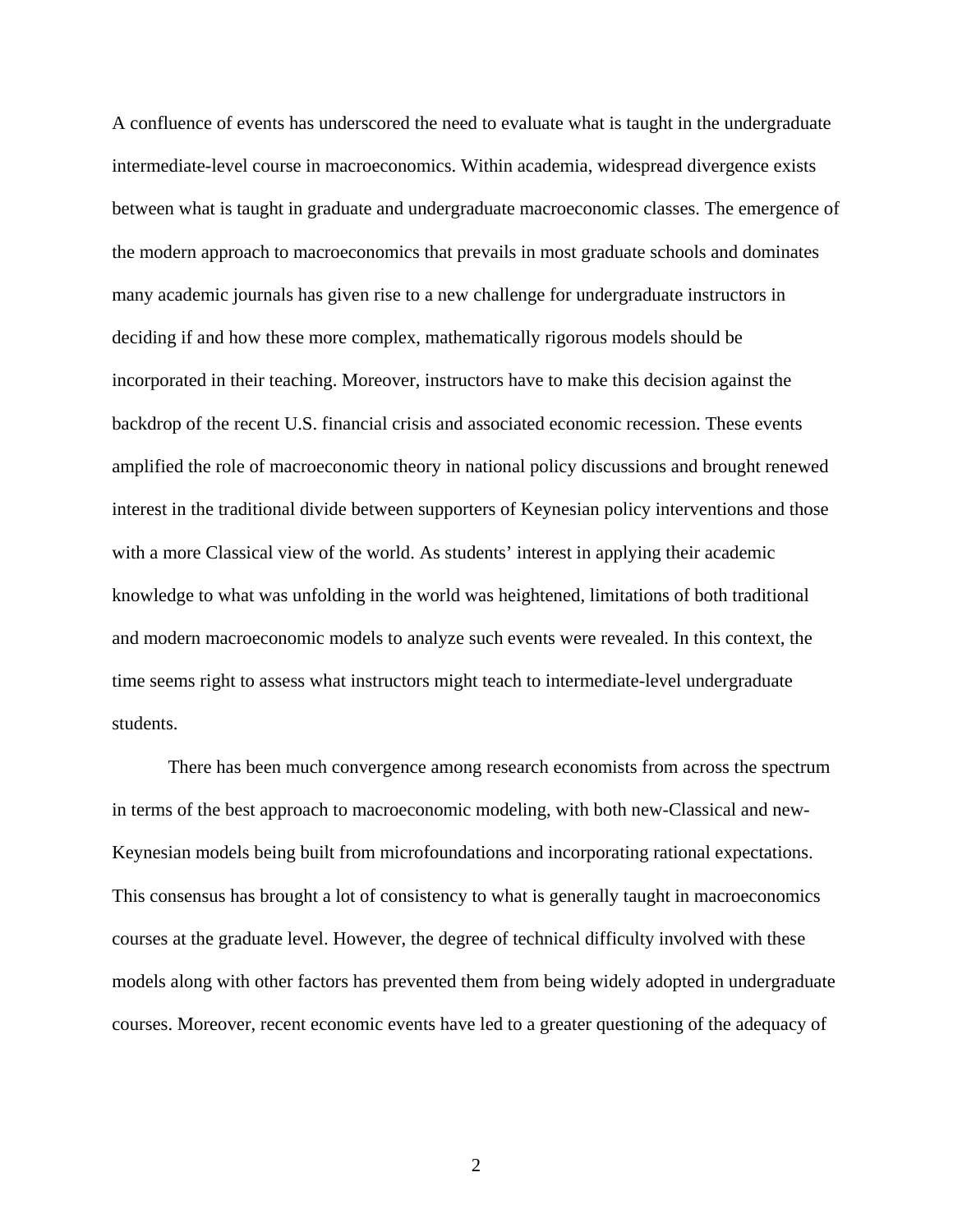A confluence of events has underscored the need to evaluate what is taught in the undergraduate intermediate-level course in macroeconomics. Within academia, widespread divergence exists between what is taught in graduate and undergraduate macroeconomic classes. The emergence of the modern approach to macroeconomics that prevails in most graduate schools and dominates many academic journals has given rise to a new challenge for undergraduate instructors in deciding if and how these more complex, mathematically rigorous models should be incorporated in their teaching. Moreover, instructors have to make this decision against the backdrop of the recent U.S. financial crisis and associated economic recession. These events amplified the role of macroeconomic theory in national policy discussions and brought renewed interest in the traditional divide between supporters of Keynesian policy interventions and those with a more Classical view of the world. As students' interest in applying their academic knowledge to what was unfolding in the world was heightened, limitations of both traditional and modern macroeconomic models to analyze such events were revealed. In this context, the time seems right to assess what instructors might teach to intermediate-level undergraduate students.

There has been much convergence among research economists from across the spectrum in terms of the best approach to macroeconomic modeling, with both new-Classical and new-Keynesian models being built from microfoundations and incorporating rational expectations. This consensus has brought a lot of consistency to what is generally taught in macroeconomics courses at the graduate level. However, the degree of technical difficulty involved with these models along with other factors has prevented them from being widely adopted in undergraduate courses. Moreover, recent economic events have led to a greater questioning of the adequacy of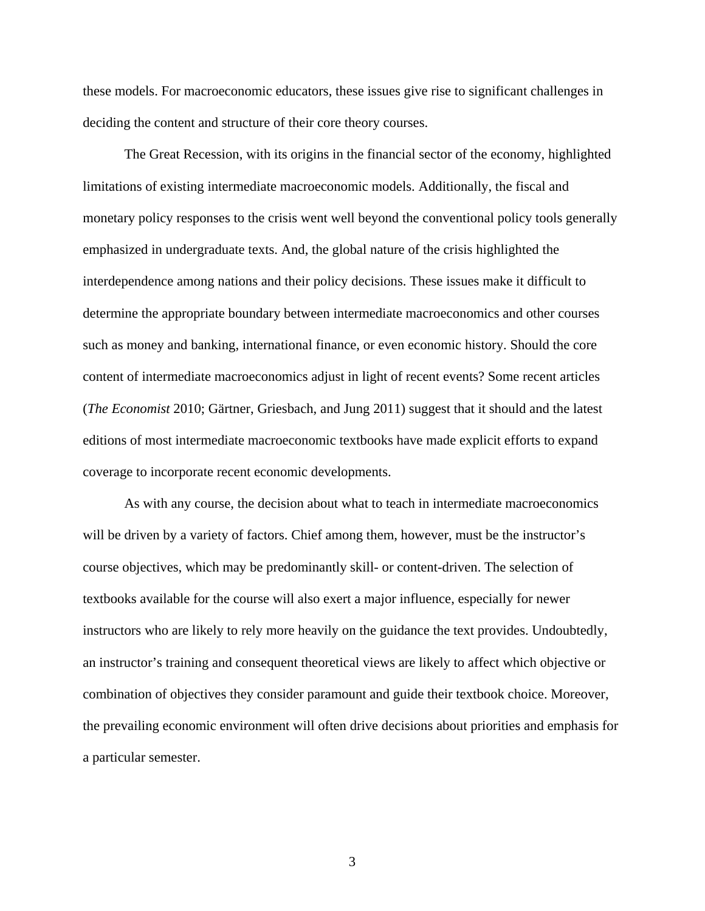these models. For macroeconomic educators, these issues give rise to significant challenges in deciding the content and structure of their core theory courses.

The Great Recession, with its origins in the financial sector of the economy, highlighted limitations of existing intermediate macroeconomic models. Additionally, the fiscal and monetary policy responses to the crisis went well beyond the conventional policy tools generally emphasized in undergraduate texts. And, the global nature of the crisis highlighted the interdependence among nations and their policy decisions. These issues make it difficult to determine the appropriate boundary between intermediate macroeconomics and other courses such as money and banking, international finance, or even economic history. Should the core content of intermediate macroeconomics adjust in light of recent events? Some recent articles (*The Economist* 2010; Gärtner, Griesbach, and Jung 2011) suggest that it should and the latest editions of most intermediate macroeconomic textbooks have made explicit efforts to expand coverage to incorporate recent economic developments.

As with any course, the decision about what to teach in intermediate macroeconomics will be driven by a variety of factors. Chief among them, however, must be the instructor's course objectives, which may be predominantly skill- or content-driven. The selection of textbooks available for the course will also exert a major influence, especially for newer instructors who are likely to rely more heavily on the guidance the text provides. Undoubtedly, an instructor's training and consequent theoretical views are likely to affect which objective or combination of objectives they consider paramount and guide their textbook choice. Moreover, the prevailing economic environment will often drive decisions about priorities and emphasis for a particular semester.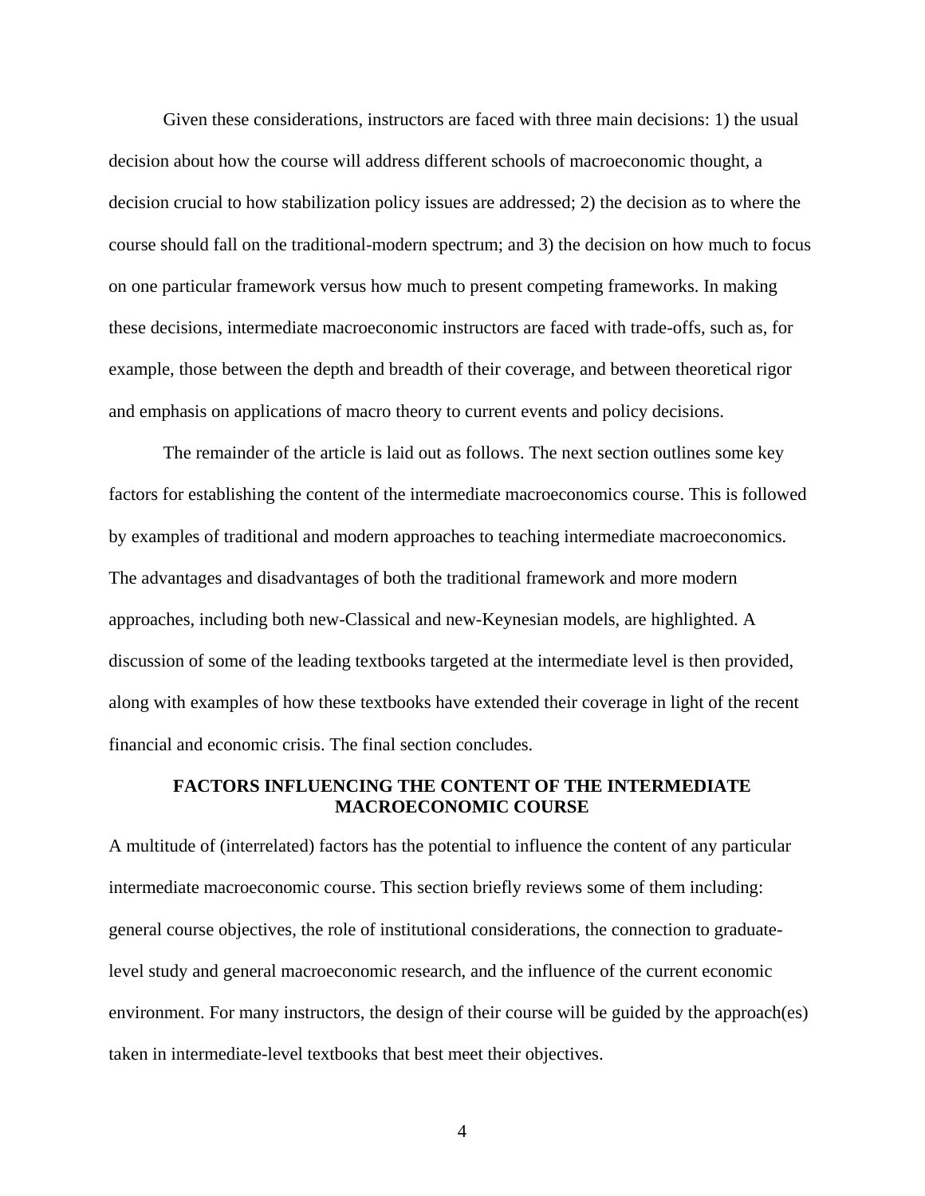Given these considerations, instructors are faced with three main decisions: 1) the usual decision about how the course will address different schools of macroeconomic thought, a decision crucial to how stabilization policy issues are addressed; 2) the decision as to where the course should fall on the traditional-modern spectrum; and 3) the decision on how much to focus on one particular framework versus how much to present competing frameworks. In making these decisions, intermediate macroeconomic instructors are faced with trade-offs, such as, for example, those between the depth and breadth of their coverage, and between theoretical rigor and emphasis on applications of macro theory to current events and policy decisions.

The remainder of the article is laid out as follows. The next section outlines some key factors for establishing the content of the intermediate macroeconomics course. This is followed by examples of traditional and modern approaches to teaching intermediate macroeconomics. The advantages and disadvantages of both the traditional framework and more modern approaches, including both new-Classical and new-Keynesian models, are highlighted. A discussion of some of the leading textbooks targeted at the intermediate level is then provided, along with examples of how these textbooks have extended their coverage in light of the recent financial and economic crisis. The final section concludes.

## FACTORS INFLUENCING THE CONTENT OF THE INTERMEDIATE MACROECONOMIC COURSE

A multitude of (interrelated) factors has the potential to influence the content of any particular intermediate macroeconomic course. This section briefly reviews some of them including: general course objectives, the role of institutional considerations, the connection to graduate-level study and general macroeconomic research, and the influence of the current economic environment. For many instructors, the design of their course will be guided by the approach(es) taken in intermediate-level textbooks that best meet their objectives.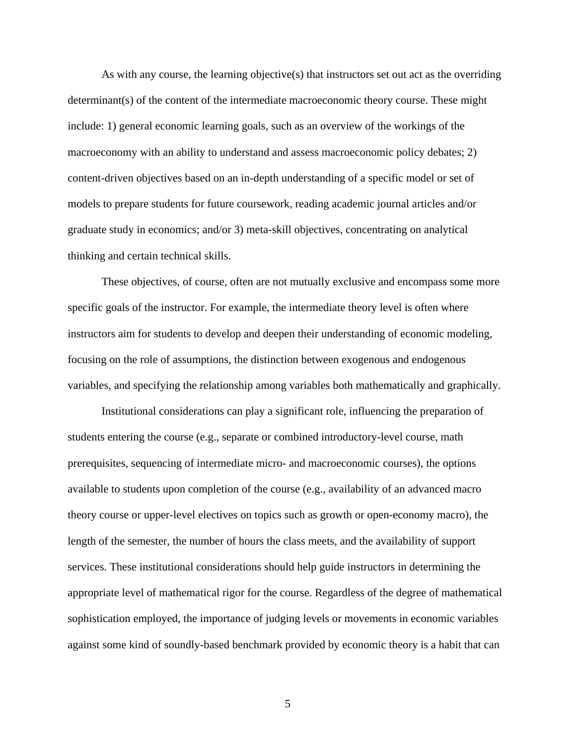As with any course, the learning objective(s) that instructors set out act as the overriding determinant(s) of the content of the intermediate macroeconomic theory course. These might include: 1) general economic learning goals, such as an overview of the workings of the macroeconomy with an ability to understand and assess macroeconomic policy debates; 2) content-driven objectives based on an in-depth understanding of a specific model or set of models to prepare students for future coursework, reading academic journal articles and/or graduate study in economics; and/or 3) meta-skill objectives, concentrating on analytical thinking and certain technical skills.

These objectives, of course, often are not mutually exclusive and encompass some more specific goals of the instructor. For example, the intermediate theory level is often where instructors aim for students to develop and deepen their understanding of economic modeling, focusing on the role of assumptions, the distinction between exogenous and endogenous variables, and specifying the relationship among variables both mathematically and graphically.

Institutional considerations can play a significant role, influencing the preparation of students entering the course (e.g., separate or combined introductory-level course, math prerequisites, sequencing of intermediate micro- and macroeconomic courses), the options available to students upon completion of the course (e.g., availability of an advanced macro theory course or upper-level electives on topics such as growth or open-economy macro), the length of the semester, the number of hours the class meets, and the availability of support services. These institutional considerations should help guide instructors in determining the appropriate level of mathematical rigor for the course. Regardless of the degree of mathematical sophistication employed, the importance of judging levels or movements in economic variables against some kind of soundly-based benchmark provided by economic theory is a habit that can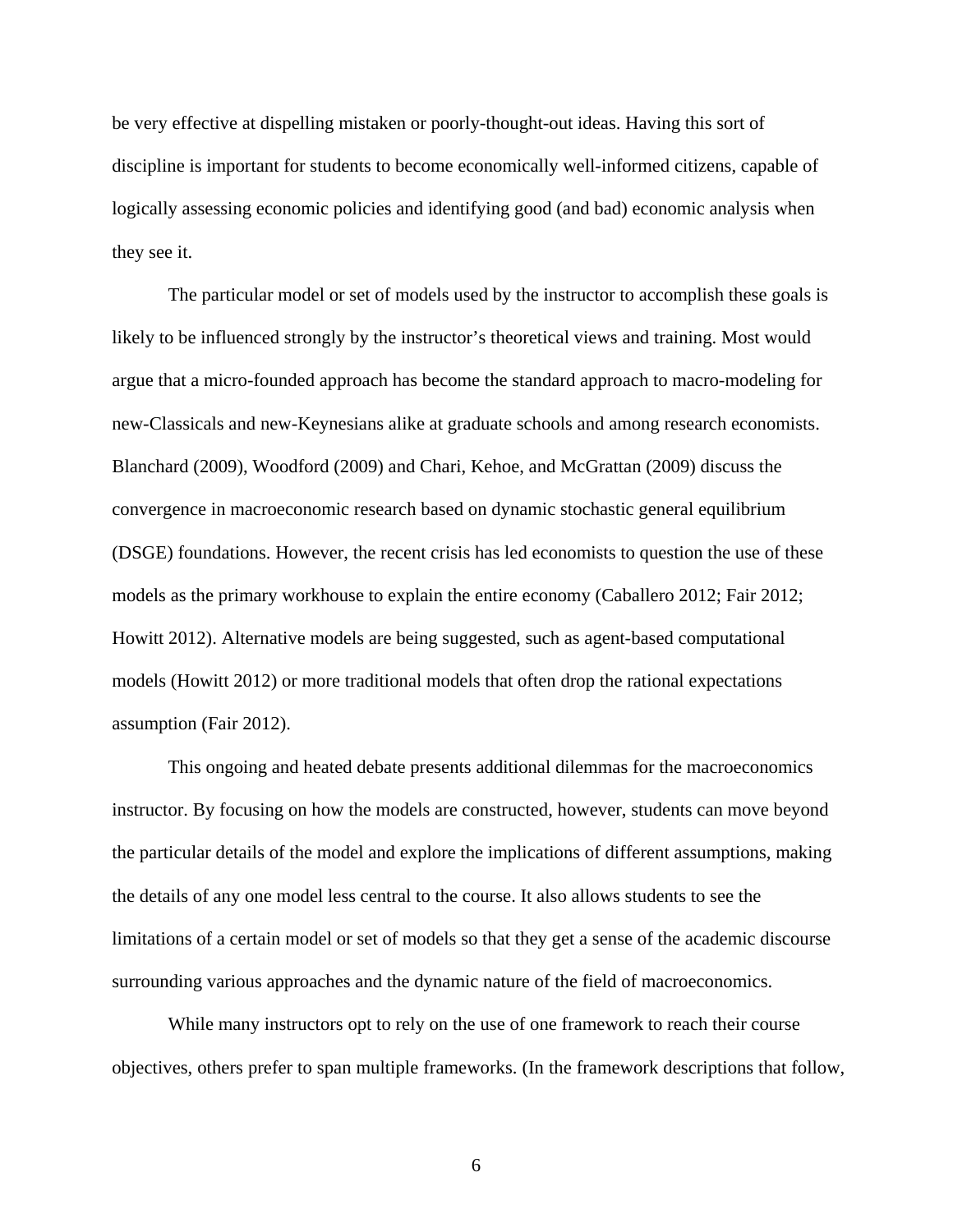be very effective at dispelling mistaken or poorly-thought-out ideas. Having this sort of discipline is important for students to become economically well-informed citizens, capable of logically assessing economic policies and identifying good (and bad) economic analysis when they see it.

The particular model or set of models used by the instructor to accomplish these goals is likely to be influenced strongly by the instructor's theoretical views and training. Most would argue that a micro-founded approach has become the standard approach to macro-modeling for new-Classicals and new-Keynesians alike at graduate schools and among research economists. Blanchard (2009), Woodford (2009) and Chari, Kehoe, and McGrattan (2009) discuss the convergence in macroeconomic research based on dynamic stochastic general equilibrium (DSGE) foundations. However, the recent crisis has led economists to question the use of these models as the primary workhouse to explain the entire economy (Caballero 2012; Fair 2012; Howitt 2012). Alternative models are being suggested, such as agent-based computational models (Howitt 2012) or more traditional models that often drop the rational expectations assumption (Fair 2012).

This ongoing and heated debate presents additional dilemmas for the macroeconomics instructor. By focusing on how the models are constructed, however, students can move beyond the particular details of the model and explore the implications of different assumptions, making the details of any one model less central to the course. It also allows students to see the limitations of a certain model or set of models so that they get a sense of the academic discourse surrounding various approaches and the dynamic nature of the field of macroeconomics.

While many instructors opt to rely on the use of one framework to reach their course objectives, others prefer to span multiple frameworks. (In the framework descriptions that follow,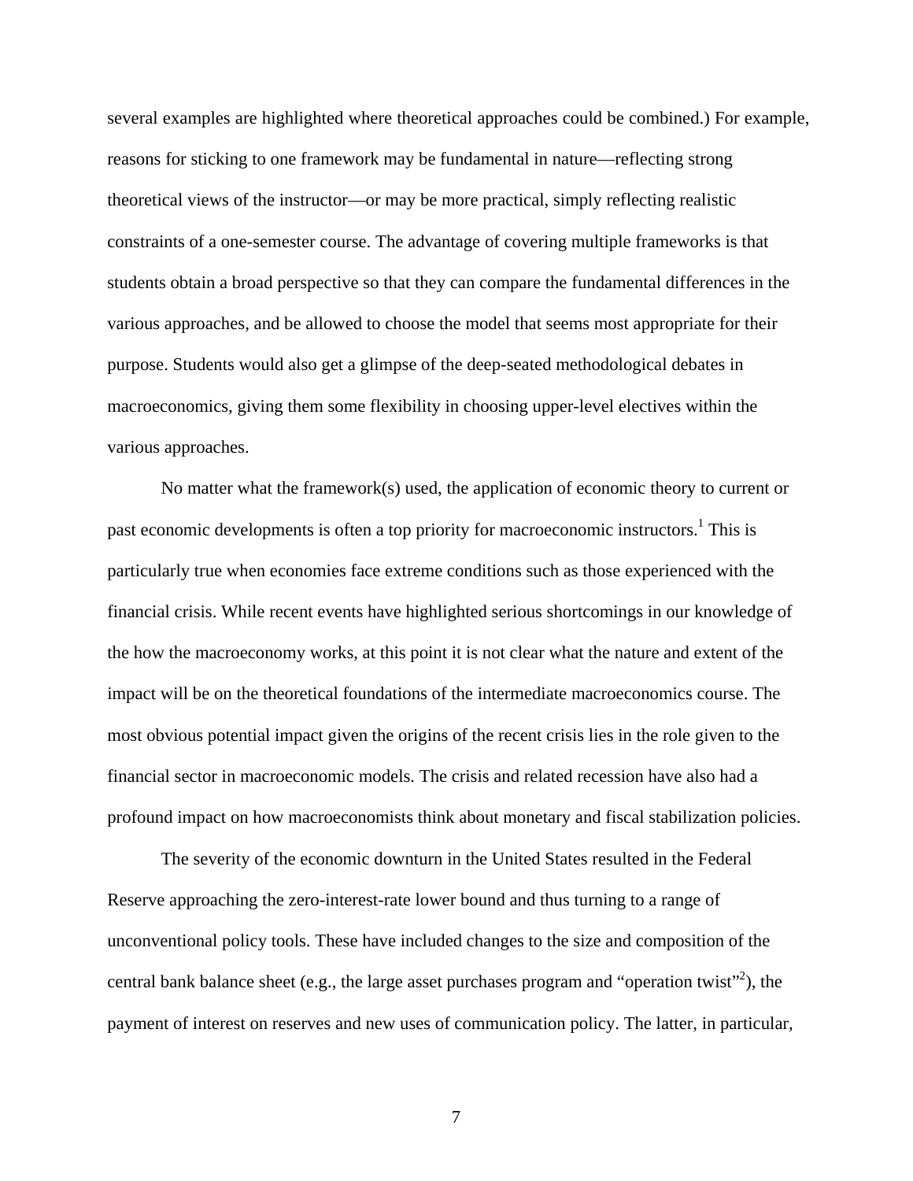several examples are highlighted where theoretical approaches could be combined.) For example, reasons for sticking to one framework may be fundamental in nature—reflecting strong theoretical views of the instructor—or may be more practical, simply reflecting realistic constraints of a one-semester course. The advantage of covering multiple frameworks is that students obtain a broad perspective so that they can compare the fundamental differences in the various approaches, and be allowed to choose the model that seems most appropriate for their purpose. Students would also get a glimpse of the deep-seated methodological debates in macroeconomics, giving them some flexibility in choosing upper-level electives within the various approaches.

No matter what the framework(s) used, the application of economic theory to current or past economic developments is often a top priority for macroeconomic instructors.[1] This is particularly true when economies face extreme conditions such as those experienced with the financial crisis. While recent events have highlighted serious shortcomings in our knowledge of the how the macroeconomy works, at this point it is not clear what the nature and extent of the impact will be on the theoretical foundations of the intermediate macroeconomics course. The most obvious potential impact given the origins of the recent crisis lies in the role given to the financial sector in macroeconomic models. The crisis and related recession have also had a profound impact on how macroeconomists think about monetary and fiscal stabilization policies.

The severity of the economic downturn in the United States resulted in the Federal Reserve approaching the zero-interest-rate lower bound and thus turning to a range of unconventional policy tools. These have included changes to the size and composition of the central bank balance sheet (e.g., the large asset purchases program and "operation twist"[2]), the payment of interest on reserves and new uses of communication policy. The latter, in particular,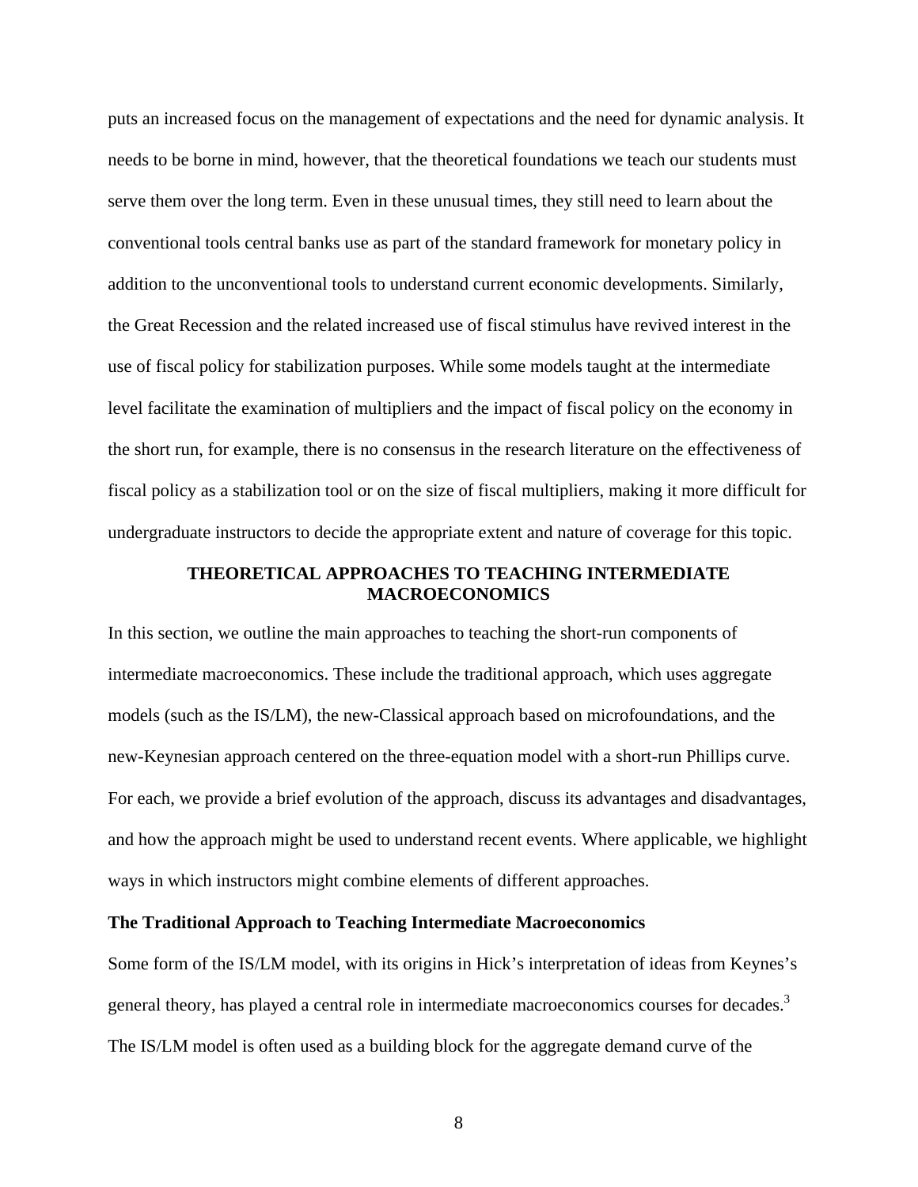puts an increased focus on the management of expectations and the need for dynamic analysis. It needs to be borne in mind, however, that the theoretical foundations we teach our students must serve them over the long term. Even in these unusual times, they still need to learn about the conventional tools central banks use as part of the standard framework for monetary policy in addition to the unconventional tools to understand current economic developments. Similarly, the Great Recession and the related increased use of fiscal stimulus have revived interest in the use of fiscal policy for stabilization purposes. While some models taught at the intermediate level facilitate the examination of multipliers and the impact of fiscal policy on the economy in the short run, for example, there is no consensus in the research literature on the effectiveness of fiscal policy as a stabilization tool or on the size of fiscal multipliers, making it more difficult for undergraduate instructors to decide the appropriate extent and nature of coverage for this topic.

## THEORETICAL APPROACHES TO TEACHING INTERMEDIATE MACROECONOMICS

In this section, we outline the main approaches to teaching the short-run components of intermediate macroeconomics. These include the traditional approach, which uses aggregate models (such as the IS/LM), the new-Classical approach based on microfoundations, and the new-Keynesian approach centered on the three-equation model with a short-run Phillips curve. For each, we provide a brief evolution of the approach, discuss its advantages and disadvantages, and how the approach might be used to understand recent events. Where applicable, we highlight ways in which instructors might combine elements of different approaches.

### The Traditional Approach to Teaching Intermediate Macroeconomics

Some form of the IS/LM model, with its origins in Hick's interpretation of ideas from Keynes's general theory, has played a central role in intermediate macroeconomics courses for decades.[3] The IS/LM model is often used as a building block for the aggregate demand curve of the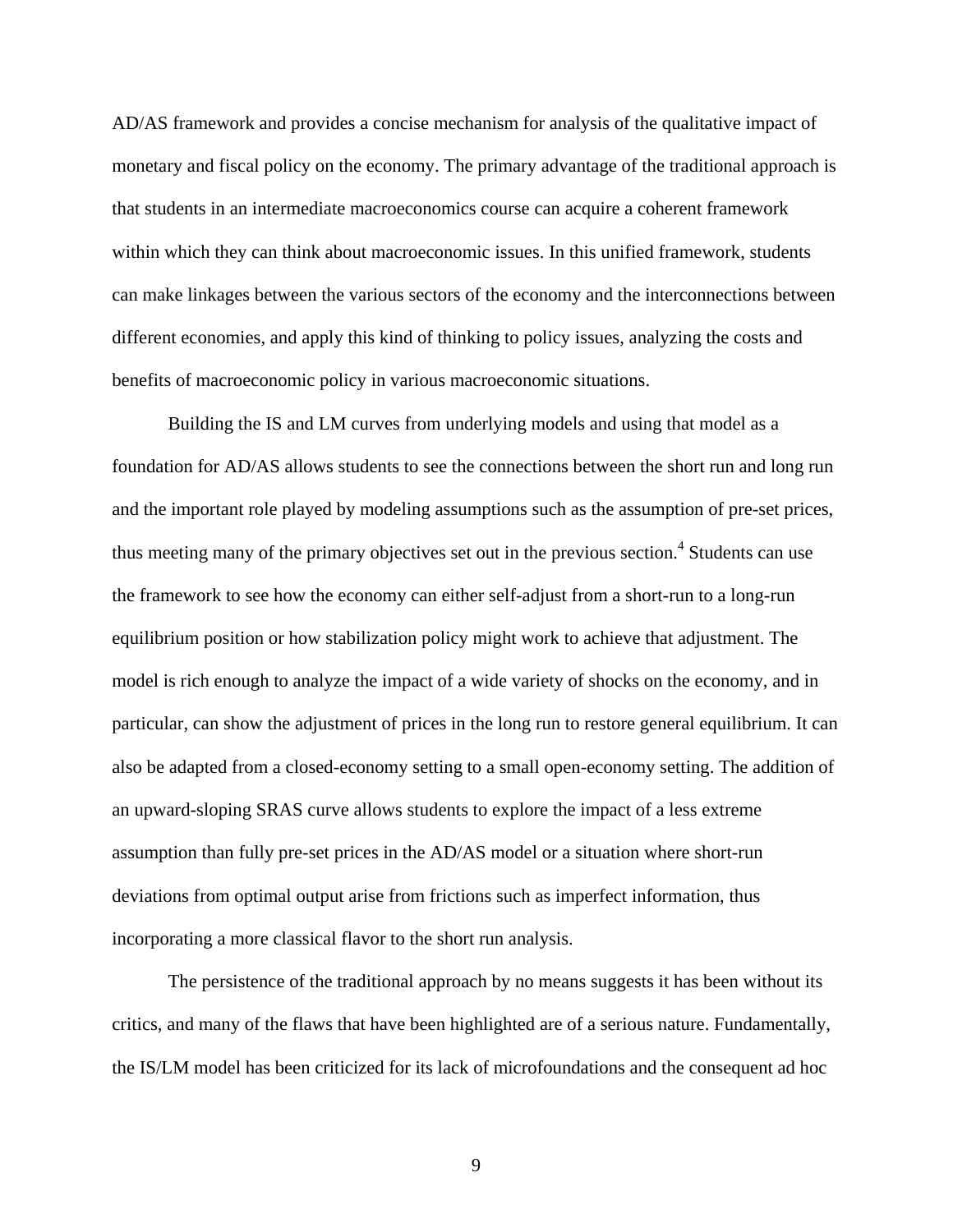AD/AS framework and provides a concise mechanism for analysis of the qualitative impact of monetary and fiscal policy on the economy. The primary advantage of the traditional approach is that students in an intermediate macroeconomics course can acquire a coherent framework within which they can think about macroeconomic issues. In this unified framework, students can make linkages between the various sectors of the economy and the interconnections between different economies, and apply this kind of thinking to policy issues, analyzing the costs and benefits of macroeconomic policy in various macroeconomic situations.

Building the IS and LM curves from underlying models and using that model as a foundation for AD/AS allows students to see the connections between the short run and long run and the important role played by modeling assumptions such as the assumption of pre-set prices, thus meeting many of the primary objectives set out in the previous section.[4] Students can use the framework to see how the economy can either self-adjust from a short-run to a long-run equilibrium position or how stabilization policy might work to achieve that adjustment. The model is rich enough to analyze the impact of a wide variety of shocks on the economy, and in particular, can show the adjustment of prices in the long run to restore general equilibrium. It can also be adapted from a closed-economy setting to a small open-economy setting. The addition of an upward-sloping SRAS curve allows students to explore the impact of a less extreme assumption than fully pre-set prices in the AD/AS model or a situation where short-run deviations from optimal output arise from frictions such as imperfect information, thus incorporating a more classical flavor to the short run analysis.

The persistence of the traditional approach by no means suggests it has been without its critics, and many of the flaws that have been highlighted are of a serious nature. Fundamentally, the IS/LM model has been criticized for its lack of microfoundations and the consequent ad hoc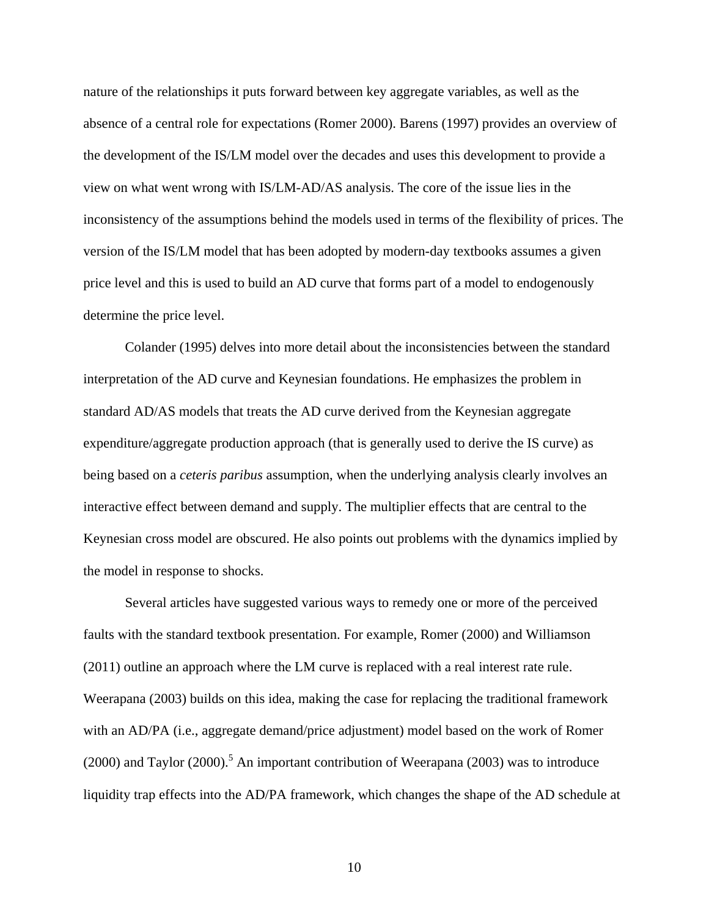nature of the relationships it puts forward between key aggregate variables, as well as the absence of a central role for expectations (Romer 2000). Barens (1997) provides an overview of the development of the IS/LM model over the decades and uses this development to provide a view on what went wrong with IS/LM-AD/AS analysis. The core of the issue lies in the inconsistency of the assumptions behind the models used in terms of the flexibility of prices. The version of the IS/LM model that has been adopted by modern-day textbooks assumes a given price level and this is used to build an AD curve that forms part of a model to endogenously determine the price level.

Colander (1995) delves into more detail about the inconsistencies between the standard interpretation of the AD curve and Keynesian foundations. He emphasizes the problem in standard AD/AS models that treats the AD curve derived from the Keynesian aggregate expenditure/aggregate production approach (that is generally used to derive the IS curve) as being based on a *ceteris paribus* assumption, when the underlying analysis clearly involves an interactive effect between demand and supply. The multiplier effects that are central to the Keynesian cross model are obscured. He also points out problems with the dynamics implied by the model in response to shocks.

Several articles have suggested various ways to remedy one or more of the perceived faults with the standard textbook presentation. For example, Romer (2000) and Williamson (2011) outline an approach where the LM curve is replaced with a real interest rate rule. Weerapana (2003) builds on this idea, making the case for replacing the traditional framework with an AD/PA (i.e., aggregate demand/price adjustment) model based on the work of Romer (2000) and Taylor (2000).[5] An important contribution of Weerapana (2003) was to introduce liquidity trap effects into the AD/PA framework, which changes the shape of the AD schedule at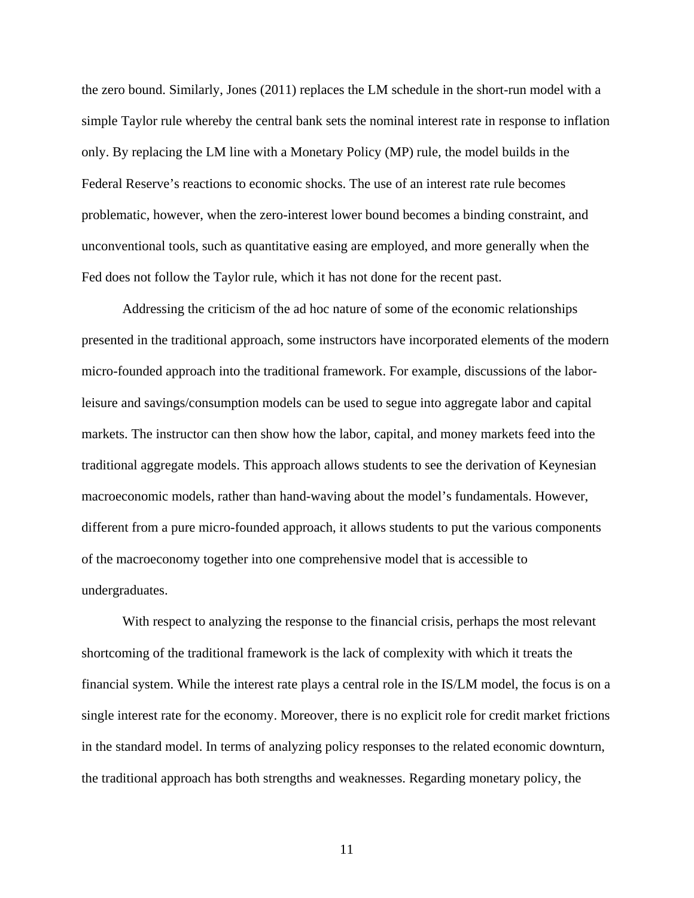the zero bound. Similarly, Jones (2011) replaces the LM schedule in the short-run model with a simple Taylor rule whereby the central bank sets the nominal interest rate in response to inflation only. By replacing the LM line with a Monetary Policy (MP) rule, the model builds in the Federal Reserve's reactions to economic shocks. The use of an interest rate rule becomes problematic, however, when the zero-interest lower bound becomes a binding constraint, and unconventional tools, such as quantitative easing are employed, and more generally when the Fed does not follow the Taylor rule, which it has not done for the recent past.

Addressing the criticism of the ad hoc nature of some of the economic relationships presented in the traditional approach, some instructors have incorporated elements of the modern micro-founded approach into the traditional framework. For example, discussions of the labor-leisure and savings/consumption models can be used to segue into aggregate labor and capital markets. The instructor can then show how the labor, capital, and money markets feed into the traditional aggregate models. This approach allows students to see the derivation of Keynesian macroeconomic models, rather than hand-waving about the model's fundamentals. However, different from a pure micro-founded approach, it allows students to put the various components of the macroeconomy together into one comprehensive model that is accessible to undergraduates.

With respect to analyzing the response to the financial crisis, perhaps the most relevant shortcoming of the traditional framework is the lack of complexity with which it treats the financial system. While the interest rate plays a central role in the IS/LM model, the focus is on a single interest rate for the economy. Moreover, there is no explicit role for credit market frictions in the standard model. In terms of analyzing policy responses to the related economic downturn, the traditional approach has both strengths and weaknesses. Regarding monetary policy, the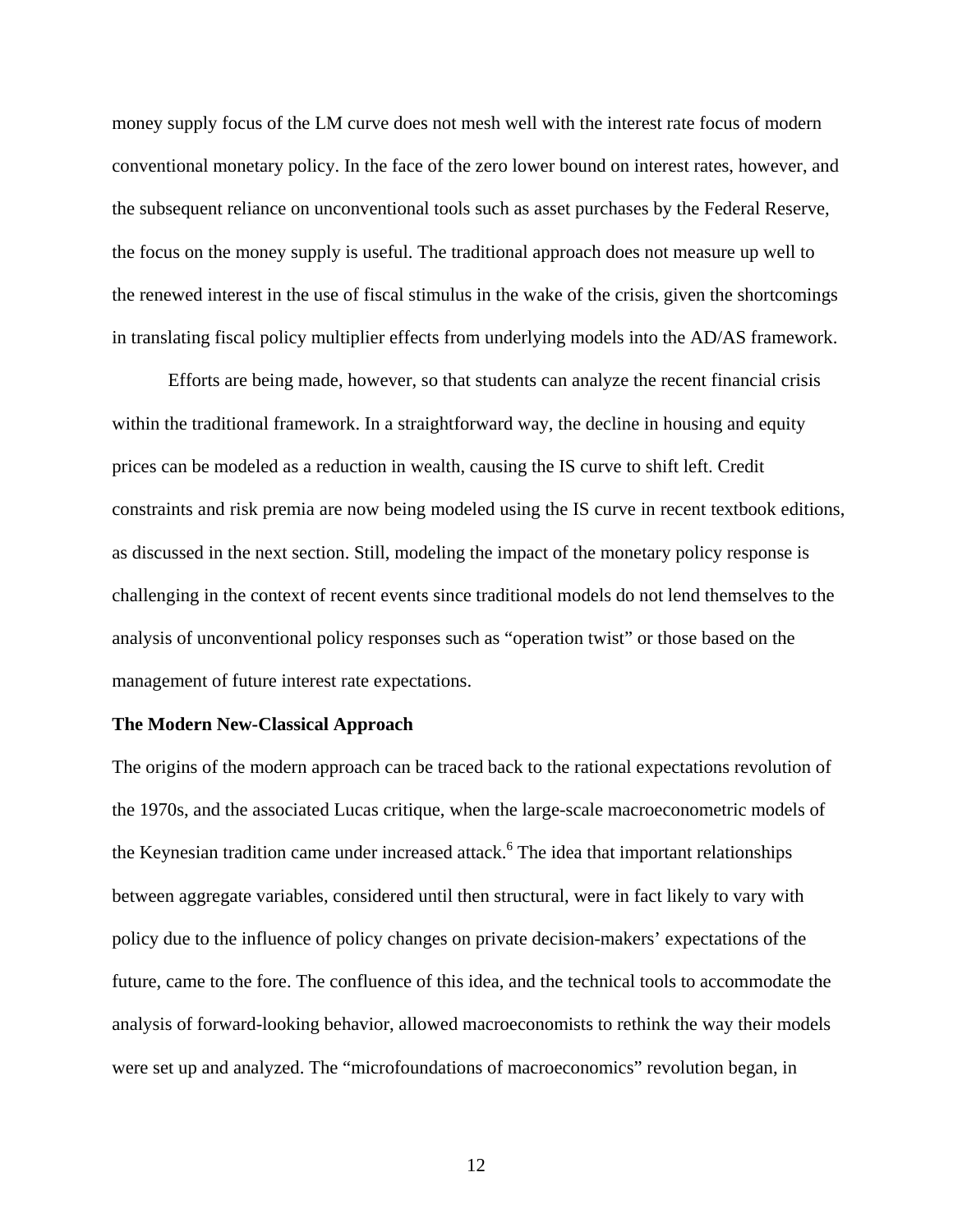money supply focus of the LM curve does not mesh well with the interest rate focus of modern conventional monetary policy. In the face of the zero lower bound on interest rates, however, and the subsequent reliance on unconventional tools such as asset purchases by the Federal Reserve, the focus on the money supply is useful. The traditional approach does not measure up well to the renewed interest in the use of fiscal stimulus in the wake of the crisis, given the shortcomings in translating fiscal policy multiplier effects from underlying models into the AD/AS framework.

Efforts are being made, however, so that students can analyze the recent financial crisis within the traditional framework. In a straightforward way, the decline in housing and equity prices can be modeled as a reduction in wealth, causing the IS curve to shift left. Credit constraints and risk premia are now being modeled using the IS curve in recent textbook editions, as discussed in the next section. Still, modeling the impact of the monetary policy response is challenging in the context of recent events since traditional models do not lend themselves to the analysis of unconventional policy responses such as "operation twist" or those based on the management of future interest rate expectations.

**The Modern New-Classical Approach**

The origins of the modern approach can be traced back to the rational expectations revolution of the 1970s, and the associated Lucas critique, when the large-scale macroeconometric models of the Keynesian tradition came under increased attack.[6] The idea that important relationships between aggregate variables, considered until then structural, were in fact likely to vary with policy due to the influence of policy changes on private decision-makers' expectations of the future, came to the fore. The confluence of this idea, and the technical tools to accommodate the analysis of forward-looking behavior, allowed macroeconomists to rethink the way their models were set up and analyzed. The "microfoundations of macroeconomics" revolution began, in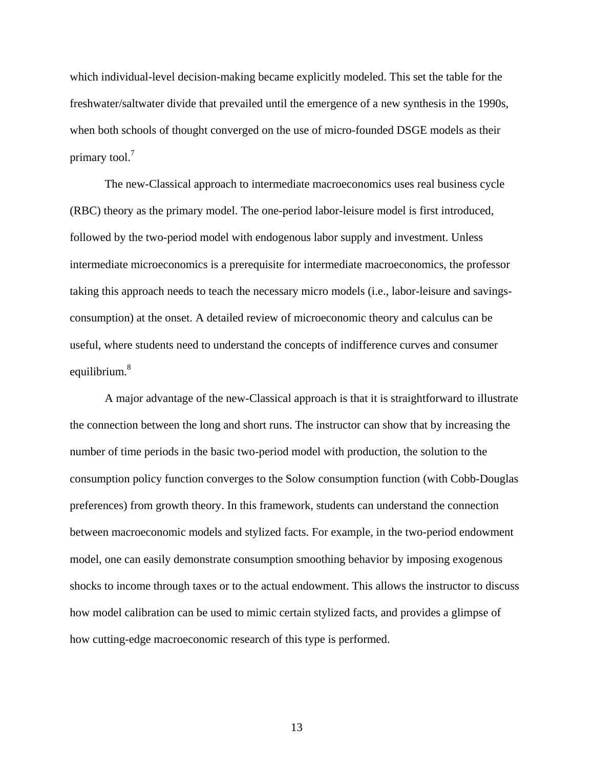which individual-level decision-making became explicitly modeled. This set the table for the freshwater/saltwater divide that prevailed until the emergence of a new synthesis in the 1990s, when both schools of thought converged on the use of micro-founded DSGE models as their primary tool.[7]

The new-Classical approach to intermediate macroeconomics uses real business cycle (RBC) theory as the primary model. The one-period labor-leisure model is first introduced, followed by the two-period model with endogenous labor supply and investment. Unless intermediate microeconomics is a prerequisite for intermediate macroeconomics, the professor taking this approach needs to teach the necessary micro models (i.e., labor-leisure and savings-consumption) at the onset. A detailed review of microeconomic theory and calculus can be useful, where students need to understand the concepts of indifference curves and consumer equilibrium.[8]

A major advantage of the new-Classical approach is that it is straightforward to illustrate the connection between the long and short runs. The instructor can show that by increasing the number of time periods in the basic two-period model with production, the solution to the consumption policy function converges to the Solow consumption function (with Cobb-Douglas preferences) from growth theory. In this framework, students can understand the connection between macroeconomic models and stylized facts. For example, in the two-period endowment model, one can easily demonstrate consumption smoothing behavior by imposing exogenous shocks to income through taxes or to the actual endowment. This allows the instructor to discuss how model calibration can be used to mimic certain stylized facts, and provides a glimpse of how cutting-edge macroeconomic research of this type is performed.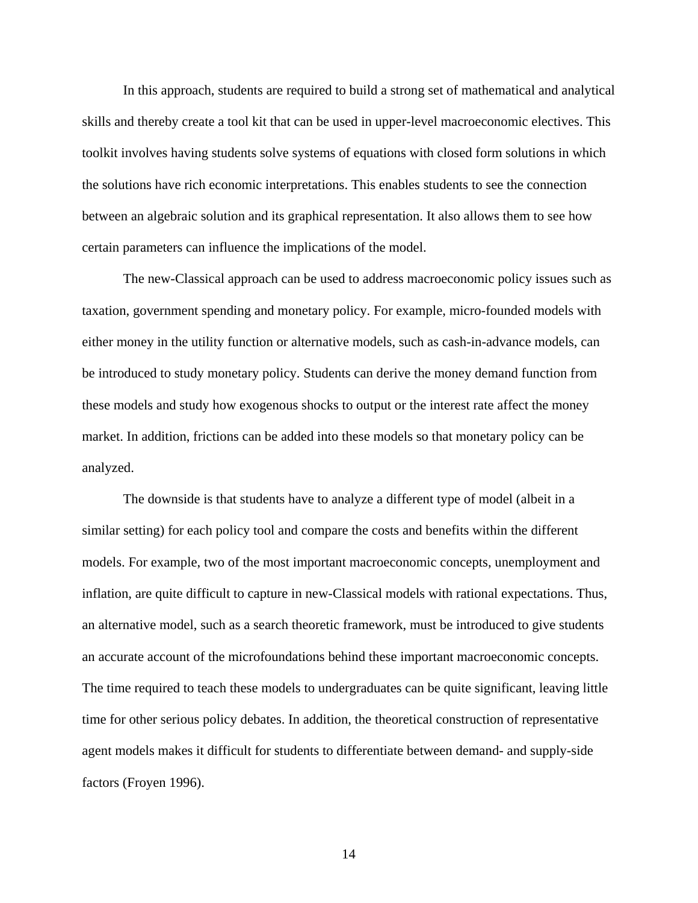In this approach, students are required to build a strong set of mathematical and analytical skills and thereby create a tool kit that can be used in upper-level macroeconomic electives. This toolkit involves having students solve systems of equations with closed form solutions in which the solutions have rich economic interpretations. This enables students to see the connection between an algebraic solution and its graphical representation. It also allows them to see how certain parameters can influence the implications of the model.

The new-Classical approach can be used to address macroeconomic policy issues such as taxation, government spending and monetary policy. For example, micro-founded models with either money in the utility function or alternative models, such as cash-in-advance models, can be introduced to study monetary policy. Students can derive the money demand function from these models and study how exogenous shocks to output or the interest rate affect the money market. In addition, frictions can be added into these models so that monetary policy can be analyzed.

The downside is that students have to analyze a different type of model (albeit in a similar setting) for each policy tool and compare the costs and benefits within the different models. For example, two of the most important macroeconomic concepts, unemployment and inflation, are quite difficult to capture in new-Classical models with rational expectations. Thus, an alternative model, such as a search theoretic framework, must be introduced to give students an accurate account of the microfoundations behind these important macroeconomic concepts. The time required to teach these models to undergraduates can be quite significant, leaving little time for other serious policy debates. In addition, the theoretical construction of representative agent models makes it difficult for students to differentiate between demand- and supply-side factors (Froyen 1996).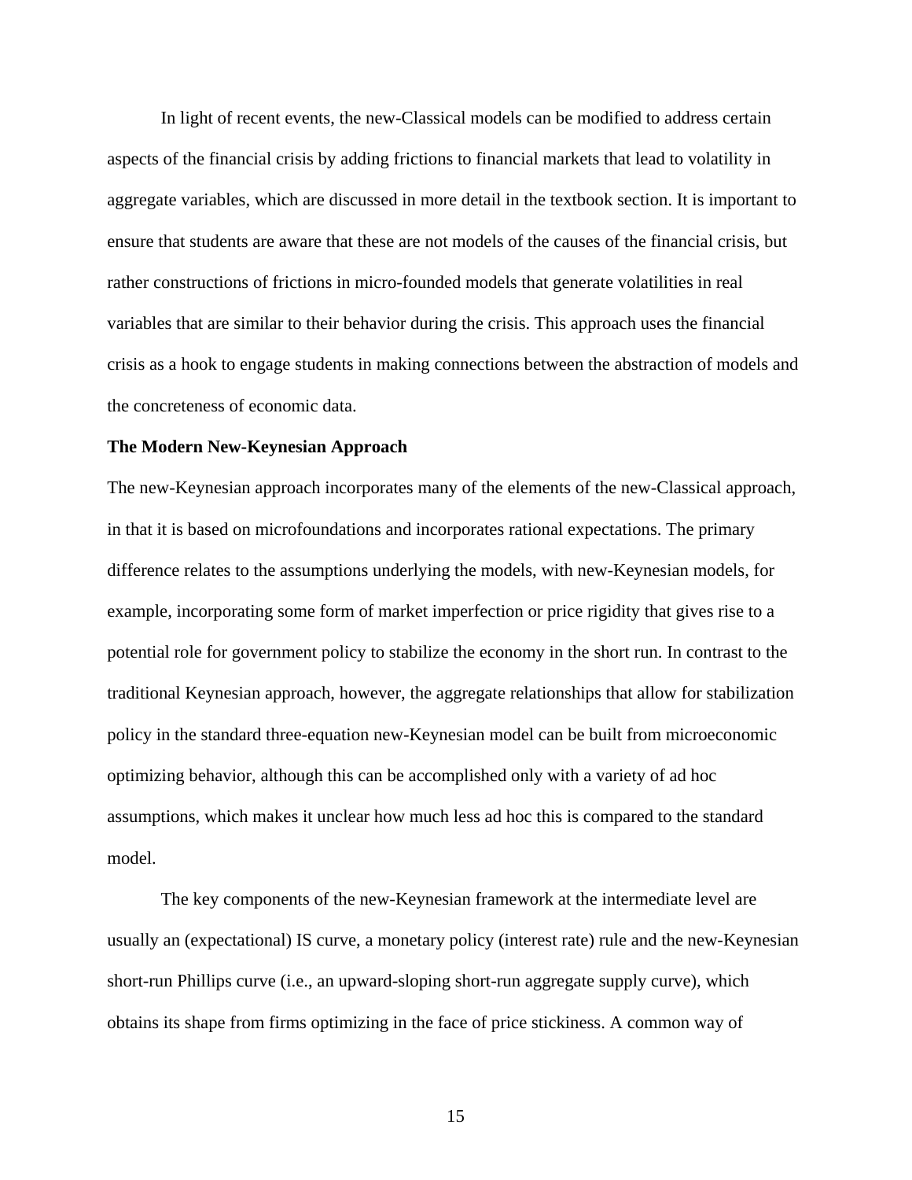In light of recent events, the new-Classical models can be modified to address certain aspects of the financial crisis by adding frictions to financial markets that lead to volatility in aggregate variables, which are discussed in more detail in the textbook section. It is important to ensure that students are aware that these are not models of the causes of the financial crisis, but rather constructions of frictions in micro-founded models that generate volatilities in real variables that are similar to their behavior during the crisis. This approach uses the financial crisis as a hook to engage students in making connections between the abstraction of models and the concreteness of economic data.

**The Modern New-Keynesian Approach**

The new-Keynesian approach incorporates many of the elements of the new-Classical approach, in that it is based on microfoundations and incorporates rational expectations. The primary difference relates to the assumptions underlying the models, with new-Keynesian models, for example, incorporating some form of market imperfection or price rigidity that gives rise to a potential role for government policy to stabilize the economy in the short run. In contrast to the traditional Keynesian approach, however, the aggregate relationships that allow for stabilization policy in the standard three-equation new-Keynesian model can be built from microeconomic optimizing behavior, although this can be accomplished only with a variety of ad hoc assumptions, which makes it unclear how much less ad hoc this is compared to the standard model.

The key components of the new-Keynesian framework at the intermediate level are usually an (expectational) IS curve, a monetary policy (interest rate) rule and the new-Keynesian short-run Phillips curve (i.e., an upward-sloping short-run aggregate supply curve), which obtains its shape from firms optimizing in the face of price stickiness. A common way of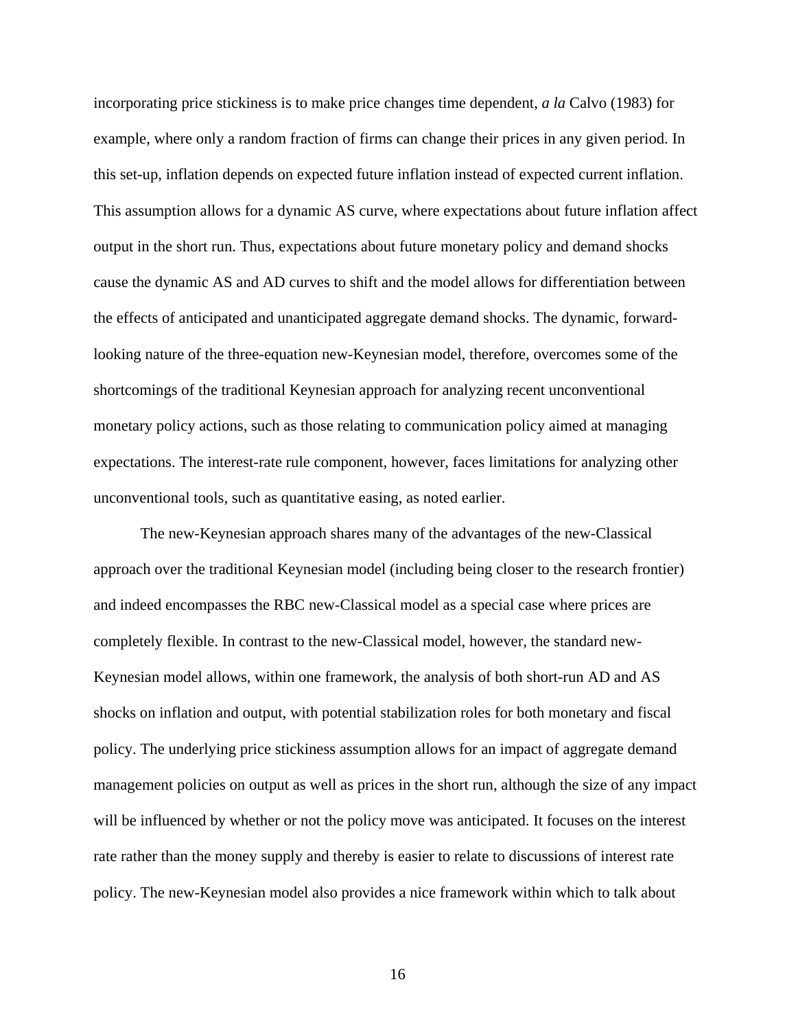incorporating price stickiness is to make price changes time dependent, *a la* Calvo (1983) for example, where only a random fraction of firms can change their prices in any given period. In this set-up, inflation depends on expected future inflation instead of expected current inflation. This assumption allows for a dynamic AS curve, where expectations about future inflation affect output in the short run. Thus, expectations about future monetary policy and demand shocks cause the dynamic AS and AD curves to shift and the model allows for differentiation between the effects of anticipated and unanticipated aggregate demand shocks. The dynamic, forward-looking nature of the three-equation new-Keynesian model, therefore, overcomes some of the shortcomings of the traditional Keynesian approach for analyzing recent unconventional monetary policy actions, such as those relating to communication policy aimed at managing expectations. The interest-rate rule component, however, faces limitations for analyzing other unconventional tools, such as quantitative easing, as noted earlier.

The new-Keynesian approach shares many of the advantages of the new-Classical approach over the traditional Keynesian model (including being closer to the research frontier) and indeed encompasses the RBC new-Classical model as a special case where prices are completely flexible. In contrast to the new-Classical model, however, the standard new-Keynesian model allows, within one framework, the analysis of both short-run AD and AS shocks on inflation and output, with potential stabilization roles for both monetary and fiscal policy. The underlying price stickiness assumption allows for an impact of aggregate demand management policies on output as well as prices in the short run, although the size of any impact will be influenced by whether or not the policy move was anticipated. It focuses on the interest rate rather than the money supply and thereby is easier to relate to discussions of interest rate policy. The new-Keynesian model also provides a nice framework within which to talk about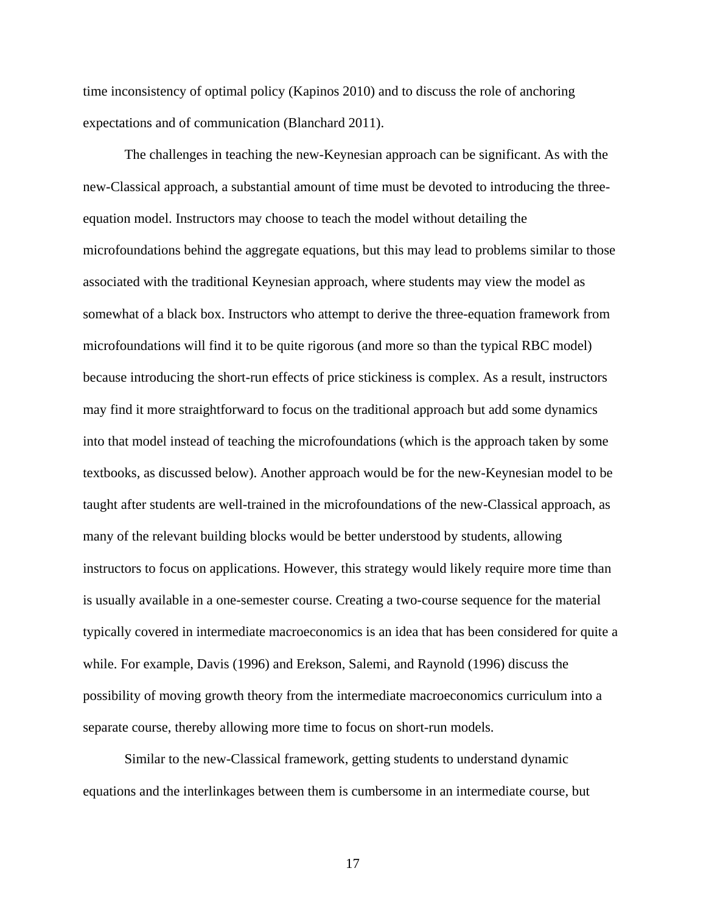time inconsistency of optimal policy (Kapinos 2010) and to discuss the role of anchoring expectations and of communication (Blanchard 2011).

The challenges in teaching the new-Keynesian approach can be significant. As with the new-Classical approach, a substantial amount of time must be devoted to introducing the three-equation model. Instructors may choose to teach the model without detailing the microfoundations behind the aggregate equations, but this may lead to problems similar to those associated with the traditional Keynesian approach, where students may view the model as somewhat of a black box. Instructors who attempt to derive the three-equation framework from microfoundations will find it to be quite rigorous (and more so than the typical RBC model) because introducing the short-run effects of price stickiness is complex. As a result, instructors may find it more straightforward to focus on the traditional approach but add some dynamics into that model instead of teaching the microfoundations (which is the approach taken by some textbooks, as discussed below). Another approach would be for the new-Keynesian model to be taught after students are well-trained in the microfoundations of the new-Classical approach, as many of the relevant building blocks would be better understood by students, allowing instructors to focus on applications. However, this strategy would likely require more time than is usually available in a one-semester course. Creating a two-course sequence for the material typically covered in intermediate macroeconomics is an idea that has been considered for quite a while. For example, Davis (1996) and Erekson, Salemi, and Raynold (1996) discuss the possibility of moving growth theory from the intermediate macroeconomics curriculum into a separate course, thereby allowing more time to focus on short-run models.

Similar to the new-Classical framework, getting students to understand dynamic equations and the interlinkages between them is cumbersome in an intermediate course, but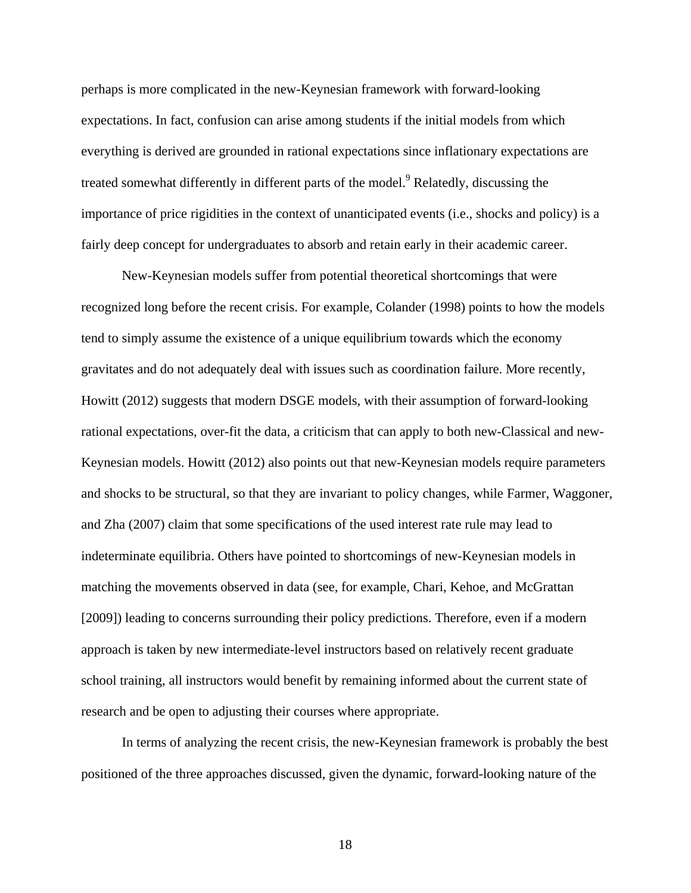perhaps is more complicated in the new-Keynesian framework with forward-looking expectations. In fact, confusion can arise among students if the initial models from which everything is derived are grounded in rational expectations since inflationary expectations are treated somewhat differently in different parts of the model.[9] Relatedly, discussing the importance of price rigidities in the context of unanticipated events (i.e., shocks and policy) is a fairly deep concept for undergraduates to absorb and retain early in their academic career.

New-Keynesian models suffer from potential theoretical shortcomings that were recognized long before the recent crisis. For example, Colander (1998) points to how the models tend to simply assume the existence of a unique equilibrium towards which the economy gravitates and do not adequately deal with issues such as coordination failure. More recently, Howitt (2012) suggests that modern DSGE models, with their assumption of forward-looking rational expectations, over-fit the data, a criticism that can apply to both new-Classical and new-Keynesian models. Howitt (2012) also points out that new-Keynesian models require parameters and shocks to be structural, so that they are invariant to policy changes, while Farmer, Waggoner, and Zha (2007) claim that some specifications of the used interest rate rule may lead to indeterminate equilibria. Others have pointed to shortcomings of new-Keynesian models in matching the movements observed in data (see, for example, Chari, Kehoe, and McGrattan [2009]) leading to concerns surrounding their policy predictions. Therefore, even if a modern approach is taken by new intermediate-level instructors based on relatively recent graduate school training, all instructors would benefit by remaining informed about the current state of research and be open to adjusting their courses where appropriate.

In terms of analyzing the recent crisis, the new-Keynesian framework is probably the best positioned of the three approaches discussed, given the dynamic, forward-looking nature of the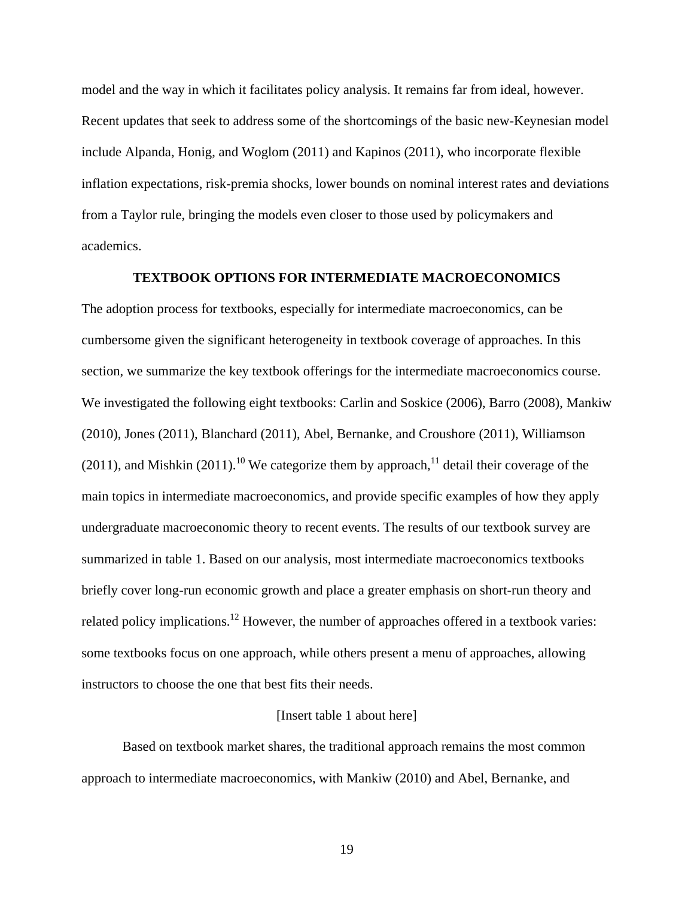model and the way in which it facilitates policy analysis. It remains far from ideal, however. Recent updates that seek to address some of the shortcomings of the basic new-Keynesian model include Alpanda, Honig, and Woglom (2011) and Kapinos (2011), who incorporate flexible inflation expectations, risk-premia shocks, lower bounds on nominal interest rates and deviations from a Taylor rule, bringing the models even closer to those used by policymakers and academics.

## TEXTBOOK OPTIONS FOR INTERMEDIATE MACROECONOMICS

The adoption process for textbooks, especially for intermediate macroeconomics, can be cumbersome given the significant heterogeneity in textbook coverage of approaches. In this section, we summarize the key textbook offerings for the intermediate macroeconomics course. We investigated the following eight textbooks: Carlin and Soskice (2006), Barro (2008), Mankiw (2010), Jones (2011), Blanchard (2011), Abel, Bernanke, and Croushore (2011), Williamson (2011), and Mishkin (2011).[10] We categorize them by approach,[11] detail their coverage of the main topics in intermediate macroeconomics, and provide specific examples of how they apply undergraduate macroeconomic theory to recent events. The results of our textbook survey are summarized in table 1. Based on our analysis, most intermediate macroeconomics textbooks briefly cover long-run economic growth and place a greater emphasis on short-run theory and related policy implications.[12] However, the number of approaches offered in a textbook varies: some textbooks focus on one approach, while others present a menu of approaches, allowing instructors to choose the one that best fits their needs.

[Insert table 1 about here]

Based on textbook market shares, the traditional approach remains the most common approach to intermediate macroeconomics, with Mankiw (2010) and Abel, Bernanke, and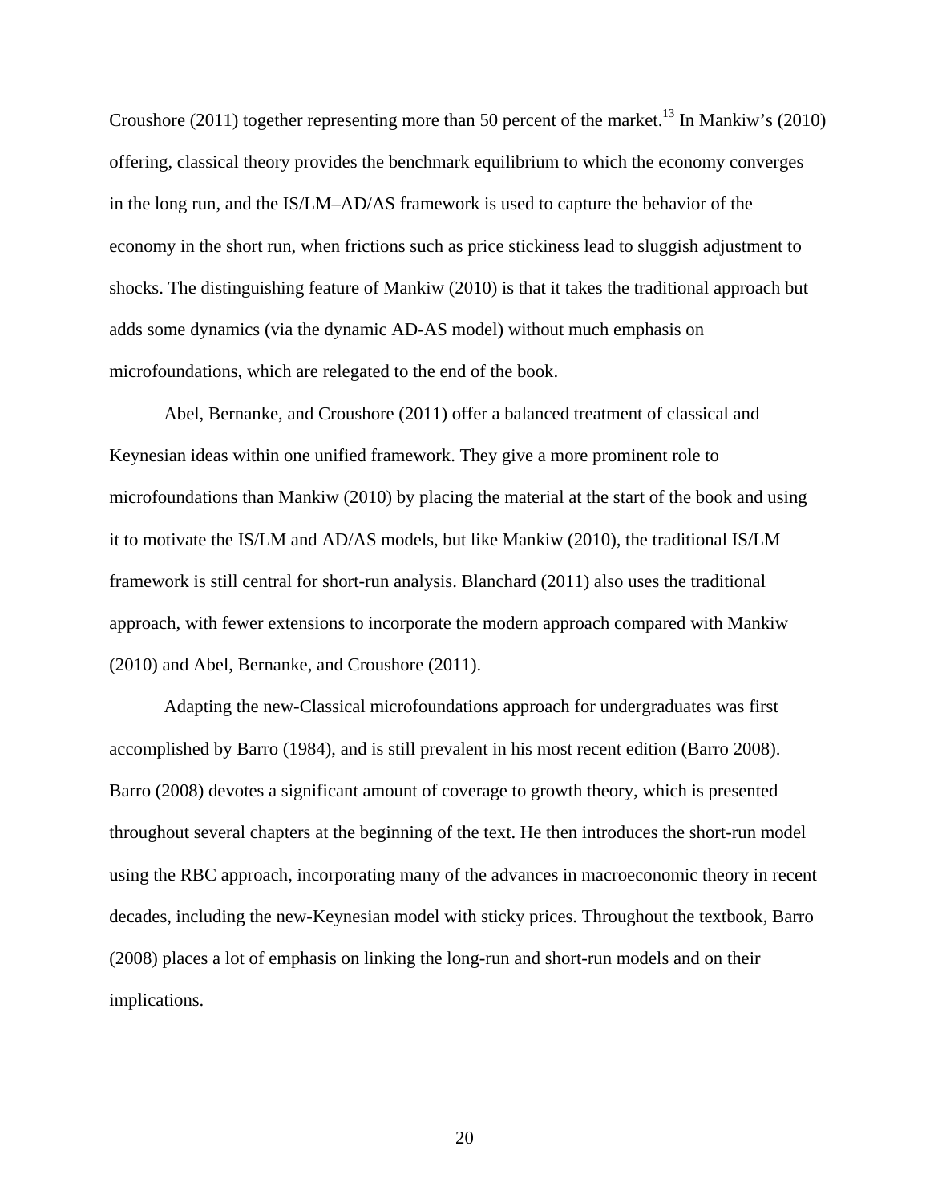Croushore (2011) together representing more than 50 percent of the market.[13] In Mankiw's (2010) offering, classical theory provides the benchmark equilibrium to which the economy converges in the long run, and the IS/LM–AD/AS framework is used to capture the behavior of the economy in the short run, when frictions such as price stickiness lead to sluggish adjustment to shocks. The distinguishing feature of Mankiw (2010) is that it takes the traditional approach but adds some dynamics (via the dynamic AD-AS model) without much emphasis on microfoundations, which are relegated to the end of the book.

Abel, Bernanke, and Croushore (2011) offer a balanced treatment of classical and Keynesian ideas within one unified framework. They give a more prominent role to microfoundations than Mankiw (2010) by placing the material at the start of the book and using it to motivate the IS/LM and AD/AS models, but like Mankiw (2010), the traditional IS/LM framework is still central for short-run analysis. Blanchard (2011) also uses the traditional approach, with fewer extensions to incorporate the modern approach compared with Mankiw (2010) and Abel, Bernanke, and Croushore (2011).

Adapting the new-Classical microfoundations approach for undergraduates was first accomplished by Barro (1984), and is still prevalent in his most recent edition (Barro 2008). Barro (2008) devotes a significant amount of coverage to growth theory, which is presented throughout several chapters at the beginning of the text. He then introduces the short-run model using the RBC approach, incorporating many of the advances in macroeconomic theory in recent decades, including the new-Keynesian model with sticky prices. Throughout the textbook, Barro (2008) places a lot of emphasis on linking the long-run and short-run models and on their implications.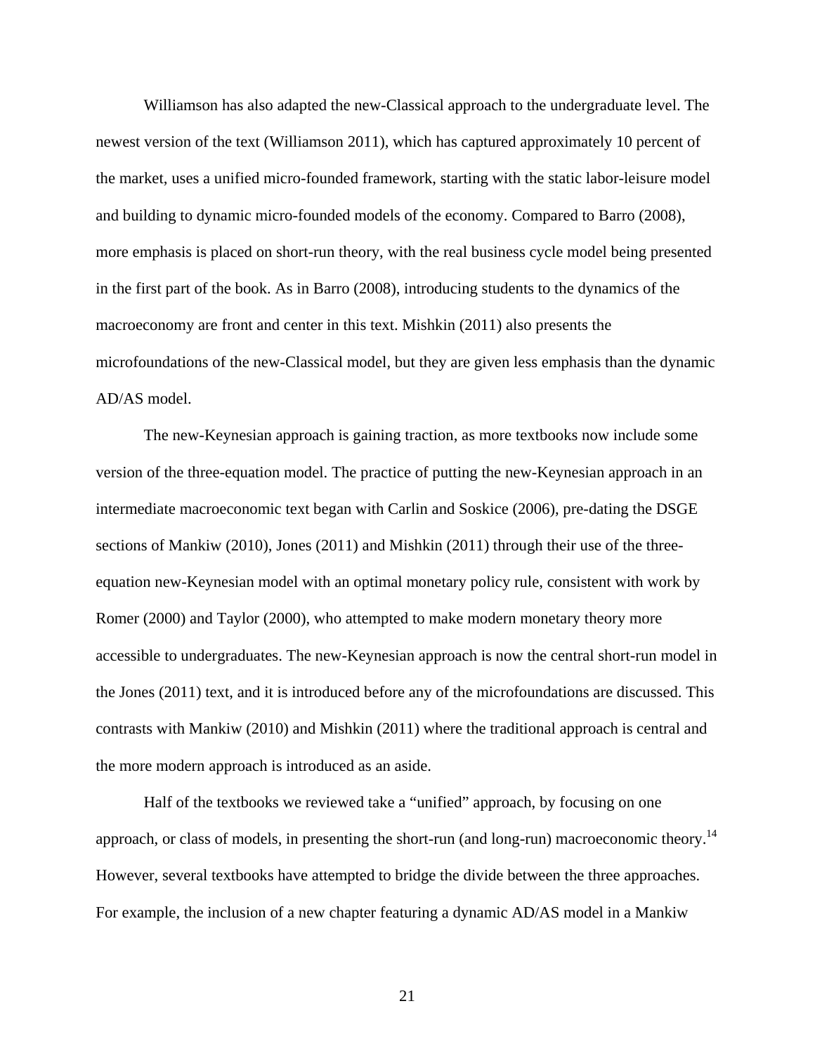Williamson has also adapted the new-Classical approach to the undergraduate level. The newest version of the text (Williamson 2011), which has captured approximately 10 percent of the market, uses a unified micro-founded framework, starting with the static labor-leisure model and building to dynamic micro-founded models of the economy. Compared to Barro (2008), more emphasis is placed on short-run theory, with the real business cycle model being presented in the first part of the book. As in Barro (2008), introducing students to the dynamics of the macroeconomy are front and center in this text. Mishkin (2011) also presents the microfoundations of the new-Classical model, but they are given less emphasis than the dynamic AD/AS model.

The new-Keynesian approach is gaining traction, as more textbooks now include some version of the three-equation model. The practice of putting the new-Keynesian approach in an intermediate macroeconomic text began with Carlin and Soskice (2006), pre-dating the DSGE sections of Mankiw (2010), Jones (2011) and Mishkin (2011) through their use of the three-equation new-Keynesian model with an optimal monetary policy rule, consistent with work by Romer (2000) and Taylor (2000), who attempted to make modern monetary theory more accessible to undergraduates. The new-Keynesian approach is now the central short-run model in the Jones (2011) text, and it is introduced before any of the microfoundations are discussed. This contrasts with Mankiw (2010) and Mishkin (2011) where the traditional approach is central and the more modern approach is introduced as an aside.

Half of the textbooks we reviewed take a "unified" approach, by focusing on one approach, or class of models, in presenting the short-run (and long-run) macroeconomic theory.[14] However, several textbooks have attempted to bridge the divide between the three approaches. For example, the inclusion of a new chapter featuring a dynamic AD/AS model in a Mankiw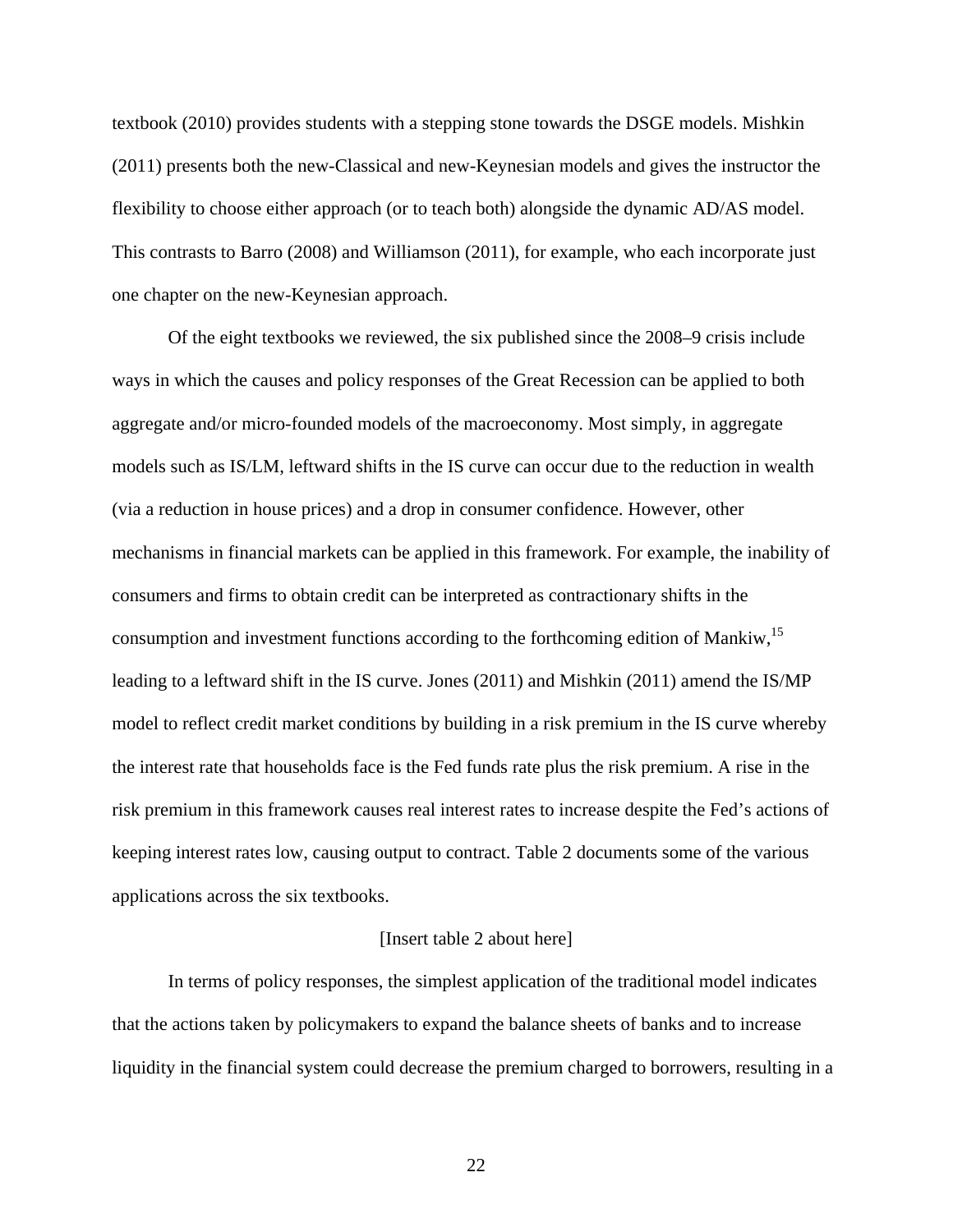textbook (2010) provides students with a stepping stone towards the DSGE models. Mishkin (2011) presents both the new-Classical and new-Keynesian models and gives the instructor the flexibility to choose either approach (or to teach both) alongside the dynamic AD/AS model. This contrasts to Barro (2008) and Williamson (2011), for example, who each incorporate just one chapter on the new-Keynesian approach.

Of the eight textbooks we reviewed, the six published since the 2008–9 crisis include ways in which the causes and policy responses of the Great Recession can be applied to both aggregate and/or micro-founded models of the macroeconomy. Most simply, in aggregate models such as IS/LM, leftward shifts in the IS curve can occur due to the reduction in wealth (via a reduction in house prices) and a drop in consumer confidence. However, other mechanisms in financial markets can be applied in this framework. For example, the inability of consumers and firms to obtain credit can be interpreted as contractionary shifts in the consumption and investment functions according to the forthcoming edition of Mankiw,[15] leading to a leftward shift in the IS curve. Jones (2011) and Mishkin (2011) amend the IS/MP model to reflect credit market conditions by building in a risk premium in the IS curve whereby the interest rate that households face is the Fed funds rate plus the risk premium. A rise in the risk premium in this framework causes real interest rates to increase despite the Fed's actions of keeping interest rates low, causing output to contract. Table 2 documents some of the various applications across the six textbooks.

[Insert table 2 about here]

In terms of policy responses, the simplest application of the traditional model indicates that the actions taken by policymakers to expand the balance sheets of banks and to increase liquidity in the financial system could decrease the premium charged to borrowers, resulting in a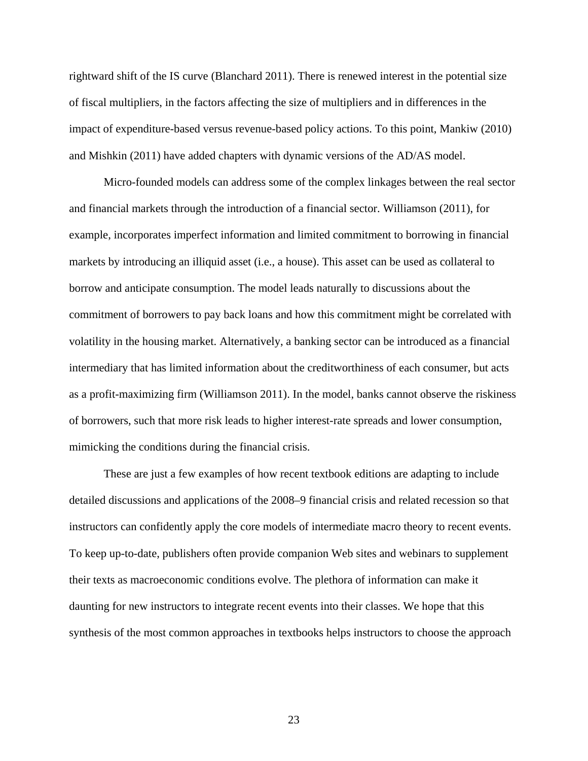rightward shift of the IS curve (Blanchard 2011). There is renewed interest in the potential size of fiscal multipliers, in the factors affecting the size of multipliers and in differences in the impact of expenditure-based versus revenue-based policy actions. To this point, Mankiw (2010) and Mishkin (2011) have added chapters with dynamic versions of the AD/AS model.

Micro-founded models can address some of the complex linkages between the real sector and financial markets through the introduction of a financial sector. Williamson (2011), for example, incorporates imperfect information and limited commitment to borrowing in financial markets by introducing an illiquid asset (i.e., a house). This asset can be used as collateral to borrow and anticipate consumption. The model leads naturally to discussions about the commitment of borrowers to pay back loans and how this commitment might be correlated with volatility in the housing market. Alternatively, a banking sector can be introduced as a financial intermediary that has limited information about the creditworthiness of each consumer, but acts as a profit-maximizing firm (Williamson 2011). In the model, banks cannot observe the riskiness of borrowers, such that more risk leads to higher interest-rate spreads and lower consumption, mimicking the conditions during the financial crisis.

These are just a few examples of how recent textbook editions are adapting to include detailed discussions and applications of the 2008–9 financial crisis and related recession so that instructors can confidently apply the core models of intermediate macro theory to recent events. To keep up-to-date, publishers often provide companion Web sites and webinars to supplement their texts as macroeconomic conditions evolve. The plethora of information can make it daunting for new instructors to integrate recent events into their classes. We hope that this synthesis of the most common approaches in textbooks helps instructors to choose the approach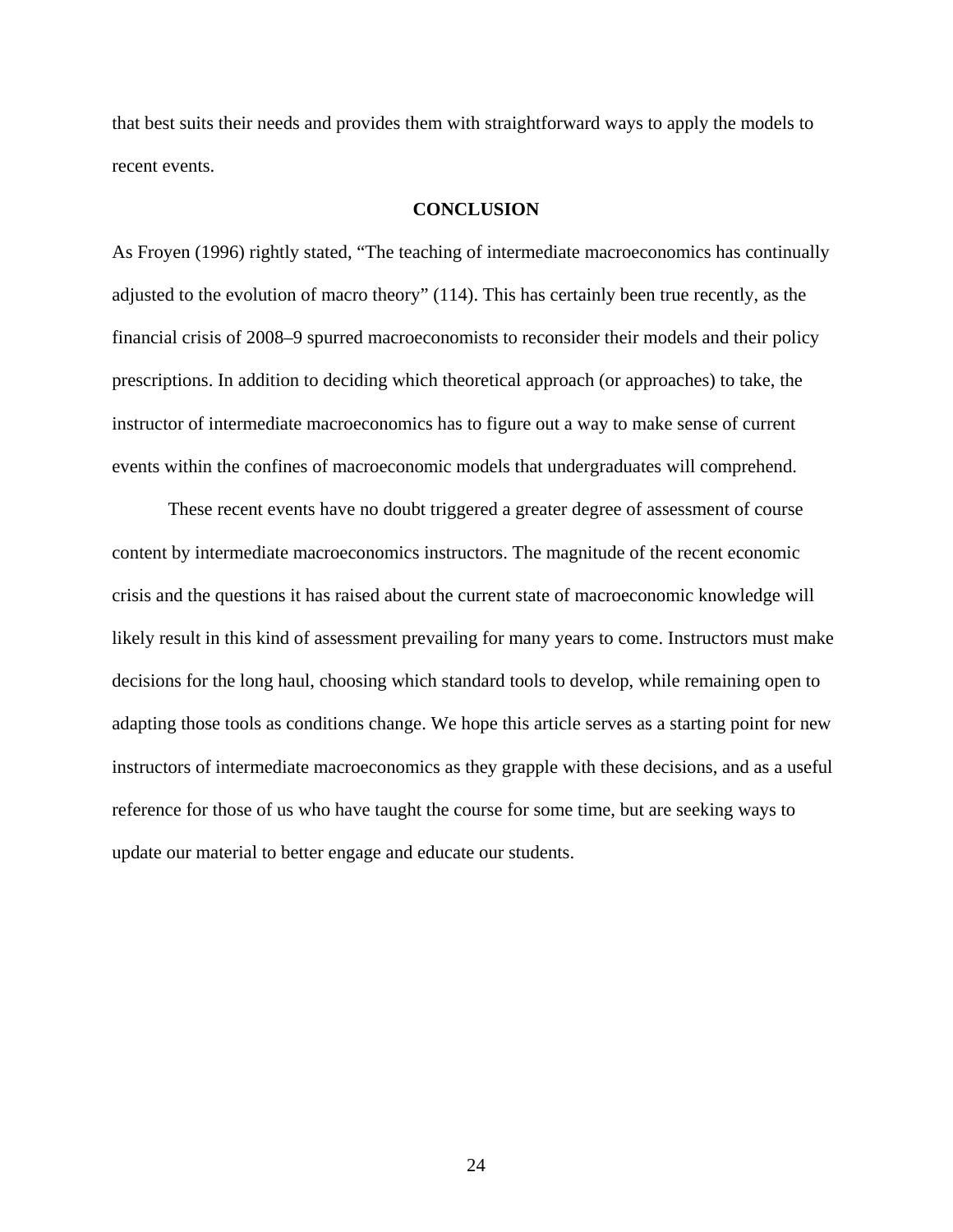that best suits their needs and provides them with straightforward ways to apply the models to recent events.

## CONCLUSION

As Froyen (1996) rightly stated, "The teaching of intermediate macroeconomics has continually adjusted to the evolution of macro theory" (114). This has certainly been true recently, as the financial crisis of 2008–9 spurred macroeconomists to reconsider their models and their policy prescriptions. In addition to deciding which theoretical approach (or approaches) to take, the instructor of intermediate macroeconomics has to figure out a way to make sense of current events within the confines of macroeconomic models that undergraduates will comprehend.

These recent events have no doubt triggered a greater degree of assessment of course content by intermediate macroeconomics instructors. The magnitude of the recent economic crisis and the questions it has raised about the current state of macroeconomic knowledge will likely result in this kind of assessment prevailing for many years to come. Instructors must make decisions for the long haul, choosing which standard tools to develop, while remaining open to adapting those tools as conditions change. We hope this article serves as a starting point for new instructors of intermediate macroeconomics as they grapple with these decisions, and as a useful reference for those of us who have taught the course for some time, but are seeking ways to update our material to better engage and educate our students.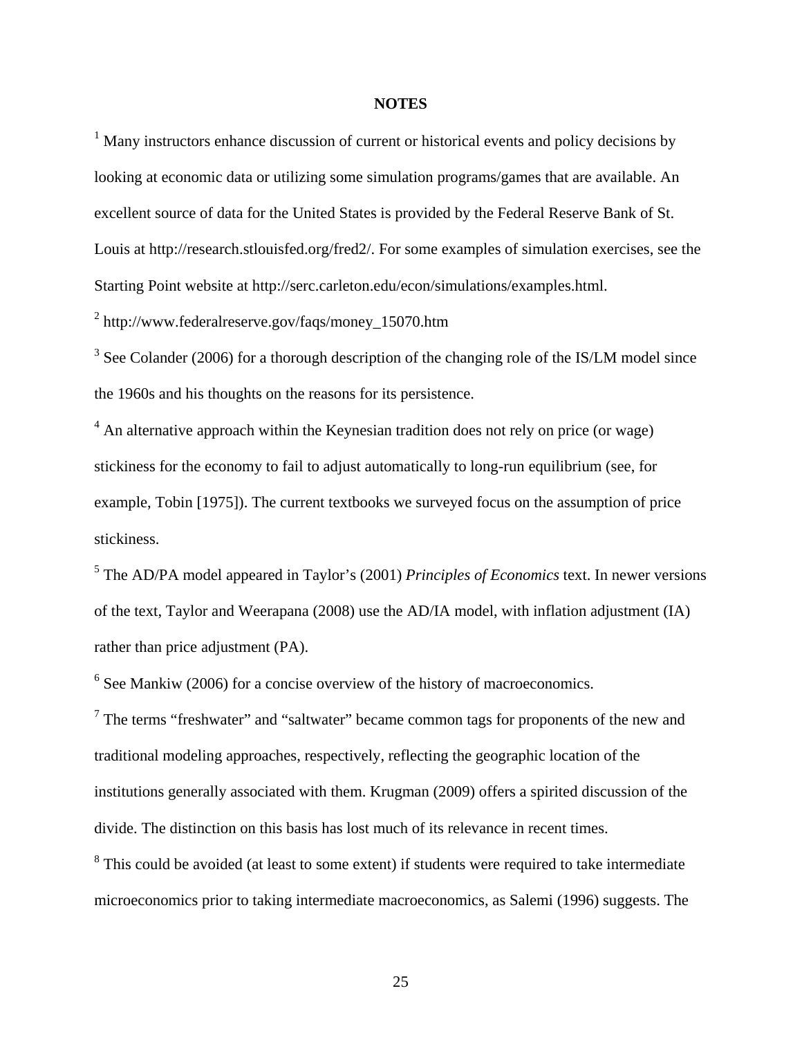## NOTES

[1] Many instructors enhance discussion of current or historical events and policy decisions by looking at economic data or utilizing some simulation programs/games that are available. An excellent source of data for the United States is provided by the Federal Reserve Bank of St. Louis at http://research.stlouisfed.org/fred2/. For some examples of simulation exercises, see the Starting Point website at http://serc.carleton.edu/econ/simulations/examples.html.

[2] http://www.federalreserve.gov/faqs/money_15070.htm

[3] See Colander (2006) for a thorough description of the changing role of the IS/LM model since the 1960s and his thoughts on the reasons for its persistence.

[4] An alternative approach within the Keynesian tradition does not rely on price (or wage) stickiness for the economy to fail to adjust automatically to long-run equilibrium (see, for example, Tobin [1975]). The current textbooks we surveyed focus on the assumption of price stickiness.

[5] The AD/PA model appeared in Taylor's (2001) *Principles of Economics* text. In newer versions of the text, Taylor and Weerapana (2008) use the AD/IA model, with inflation adjustment (IA) rather than price adjustment (PA).

[6] See Mankiw (2006) for a concise overview of the history of macroeconomics.

[7] The terms "freshwater" and "saltwater" became common tags for proponents of the new and traditional modeling approaches, respectively, reflecting the geographic location of the institutions generally associated with them. Krugman (2009) offers a spirited discussion of the divide. The distinction on this basis has lost much of its relevance in recent times.

[8] This could be avoided (at least to some extent) if students were required to take intermediate microeconomics prior to taking intermediate macroeconomics, as Salemi (1996) suggests. The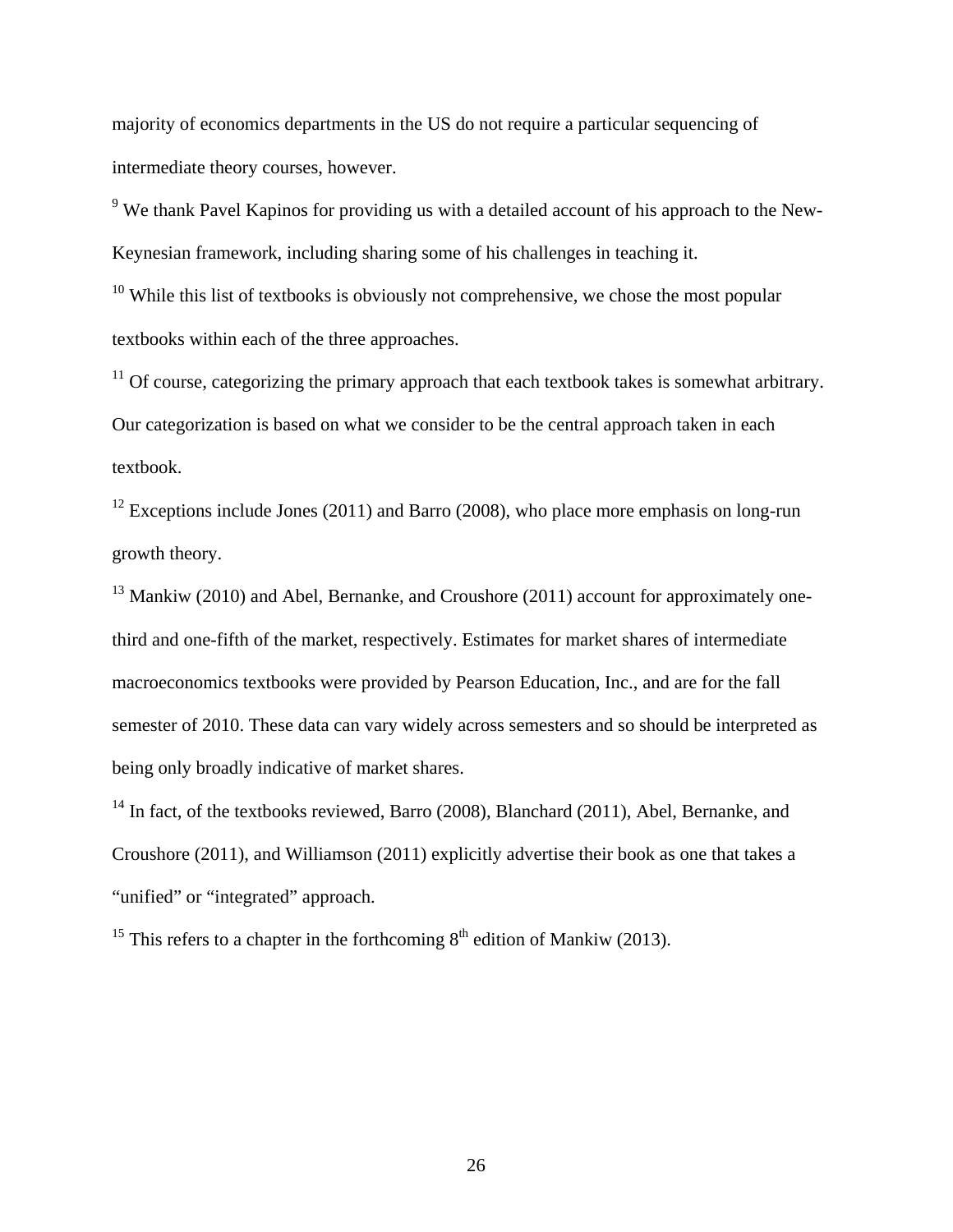majority of economics departments in the US do not require a particular sequencing of intermediate theory courses, however.

[9] We thank Pavel Kapinos for providing us with a detailed account of his approach to the New-Keynesian framework, including sharing some of his challenges in teaching it.

[10] While this list of textbooks is obviously not comprehensive, we chose the most popular textbooks within each of the three approaches.

[11] Of course, categorizing the primary approach that each textbook takes is somewhat arbitrary. Our categorization is based on what we consider to be the central approach taken in each textbook.

[12] Exceptions include Jones (2011) and Barro (2008), who place more emphasis on long-run growth theory.

[13] Mankiw (2010) and Abel, Bernanke, and Croushore (2011) account for approximately one-third and one-fifth of the market, respectively. Estimates for market shares of intermediate macroeconomics textbooks were provided by Pearson Education, Inc., and are for the fall semester of 2010. These data can vary widely across semesters and so should be interpreted as being only broadly indicative of market shares.

[14] In fact, of the textbooks reviewed, Barro (2008), Blanchard (2011), Abel, Bernanke, and Croushore (2011), and Williamson (2011) explicitly advertise their book as one that takes a "unified" or "integrated" approach.

[15] This refers to a chapter in the forthcoming 8th edition of Mankiw (2013).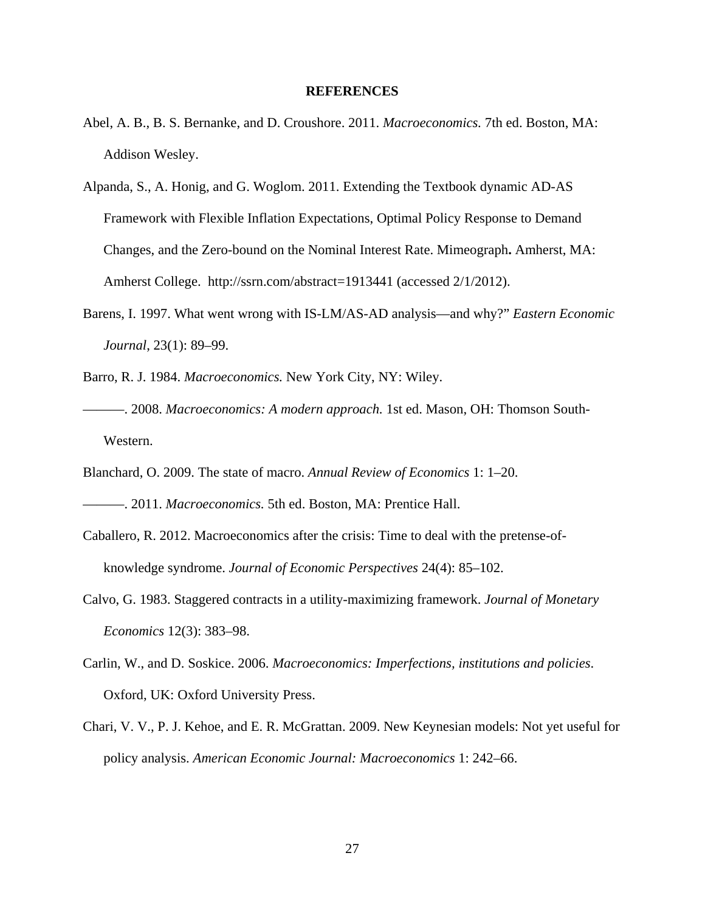## REFERENCES

Abel, A. B., B. S. Bernanke, and D. Croushore. 2011. *Macroeconomics.* 7th ed. Boston, MA: Addison Wesley.

Alpanda, S., A. Honig, and G. Woglom. 2011. Extending the Textbook dynamic AD-AS Framework with Flexible Inflation Expectations, Optimal Policy Response to Demand Changes, and the Zero-bound on the Nominal Interest Rate. Mimeograph**.** Amherst, MA: Amherst College. http://ssrn.com/abstract=1913441 (accessed 2/1/2012).

Barens, I. 1997. What went wrong with IS-LM/AS-AD analysis—and why?" *Eastern Economic Journal*, 23(1): 89–99.

Barro, R. J. 1984. *Macroeconomics.* New York City, NY: Wiley.

———. 2008. *Macroeconomics: A modern approach.* 1st ed. Mason, OH: Thomson South-Western.

Blanchard, O. 2009. The state of macro. *Annual Review of Economics* 1: 1–20.

———. 2011. *Macroeconomics.* 5th ed. Boston, MA: Prentice Hall.

Caballero, R. 2012. Macroeconomics after the crisis: Time to deal with the pretense-of-knowledge syndrome. *Journal of Economic Perspectives* 24(4): 85–102.

Calvo, G. 1983. Staggered contracts in a utility-maximizing framework. *Journal of Monetary Economics* 12(3): 383–98.

Carlin, W., and D. Soskice. 2006. *Macroeconomics: Imperfections, institutions and policies*. Oxford, UK: Oxford University Press.

Chari, V. V., P. J. Kehoe, and E. R. McGrattan. 2009. New Keynesian models: Not yet useful for policy analysis. *American Economic Journal: Macroeconomics* 1: 242–66.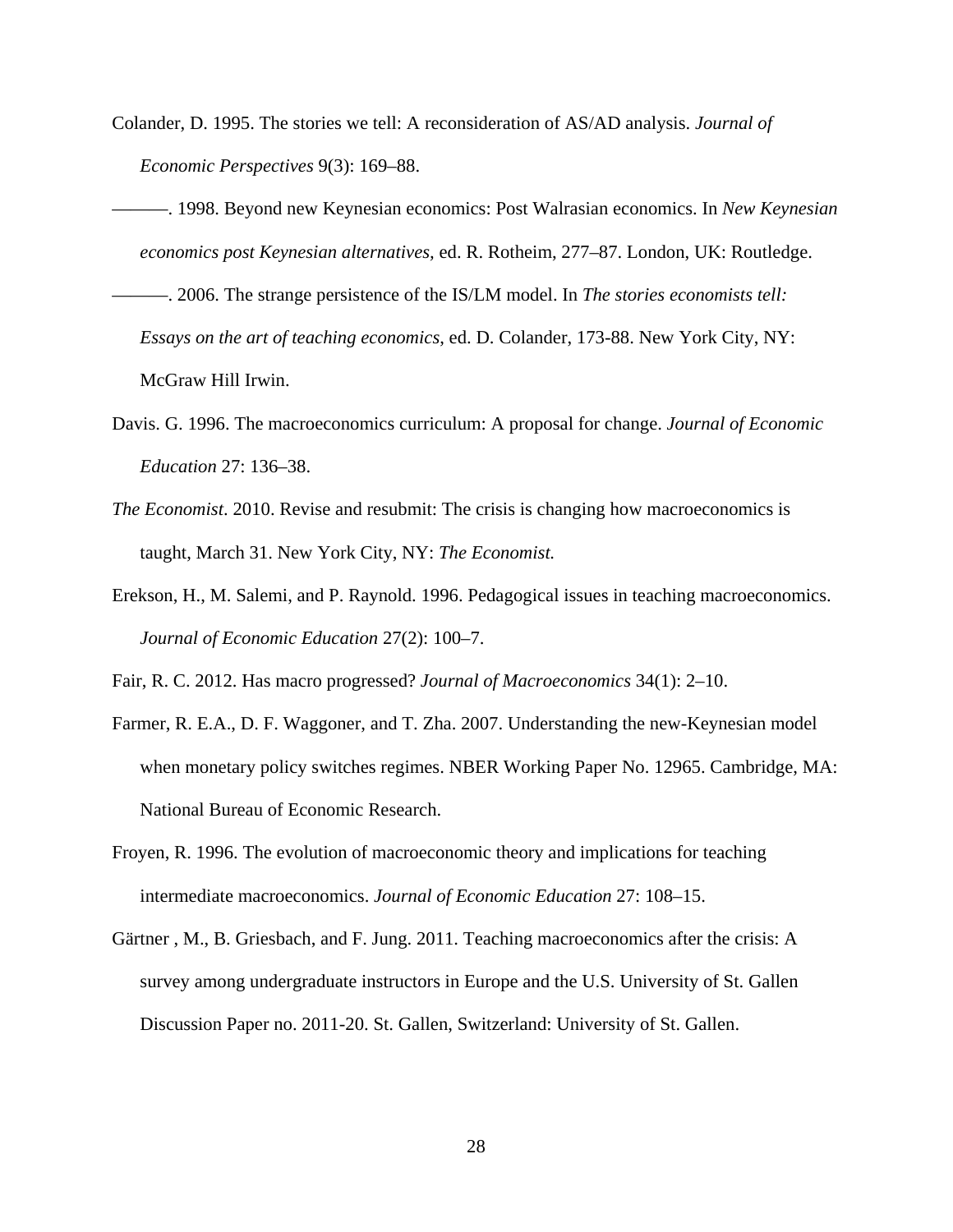Colander, D. 1995. The stories we tell: A reconsideration of AS/AD analysis. *Journal of Economic Perspectives* 9(3): 169–88.

———. 1998. Beyond new Keynesian economics: Post Walrasian economics. In *New Keynesian economics post Keynesian alternatives,* ed. R. Rotheim, 277–87. London, UK: Routledge.

———. 2006. The strange persistence of the IS/LM model. In *The stories economists tell: Essays on the art of teaching economics*, ed. D. Colander, 173-88. New York City, NY: McGraw Hill Irwin.

Davis. G. 1996. The macroeconomics curriculum: A proposal for change. *Journal of Economic Education* 27: 136–38.

*The Economist*. 2010. Revise and resubmit: The crisis is changing how macroeconomics is taught, March 31. New York City, NY: *The Economist.*

Erekson, H., M. Salemi, and P. Raynold. 1996. Pedagogical issues in teaching macroeconomics. *Journal of Economic Education* 27(2): 100–7.

Fair, R. C. 2012. Has macro progressed? *Journal of Macroeconomics* 34(1): 2–10.

Farmer, R. E.A., D. F. Waggoner, and T. Zha. 2007. Understanding the new-Keynesian model when monetary policy switches regimes. NBER Working Paper No. 12965. Cambridge, MA: National Bureau of Economic Research.

Froyen, R. 1996. The evolution of macroeconomic theory and implications for teaching intermediate macroeconomics. *Journal of Economic Education* 27: 108–15.

Gärtner , M., B. Griesbach, and F. Jung. 2011. Teaching macroeconomics after the crisis: A survey among undergraduate instructors in Europe and the U.S. University of St. Gallen Discussion Paper no. 2011-20. St. Gallen, Switzerland: University of St. Gallen.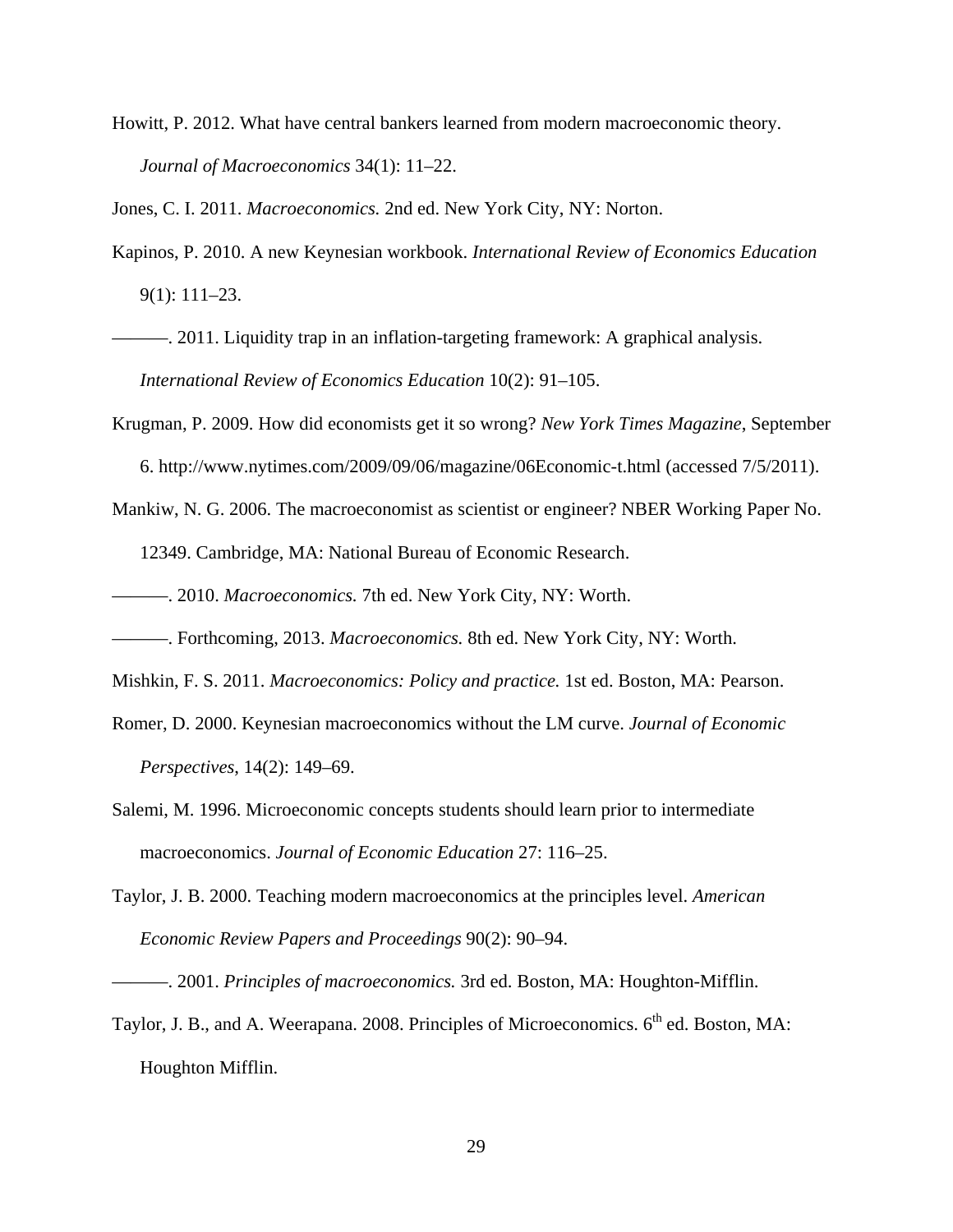Howitt, P. 2012. What have central bankers learned from modern macroeconomic theory. *Journal of Macroeconomics* 34(1): 11–22.

Jones, C. I. 2011. *Macroeconomics.* 2nd ed. New York City, NY: Norton.

Kapinos, P. 2010. A new Keynesian workbook. *International Review of Economics Education* 9(1): 111–23.

———. 2011. Liquidity trap in an inflation-targeting framework: A graphical analysis. *International Review of Economics Education* 10(2): 91–105.

Krugman, P. 2009. How did economists get it so wrong? *New York Times Magazine*, September 6. http://www.nytimes.com/2009/09/06/magazine/06Economic-t.html (accessed 7/5/2011).

Mankiw, N. G. 2006. The macroeconomist as scientist or engineer? NBER Working Paper No. 12349. Cambridge, MA: National Bureau of Economic Research.

———. 2010. *Macroeconomics.* 7th ed. New York City, NY: Worth.

———. Forthcoming, 2013. *Macroeconomics.* 8th ed. New York City, NY: Worth.

Mishkin, F. S. 2011. *Macroeconomics: Policy and practice.* 1st ed. Boston, MA: Pearson.

Romer, D. 2000. Keynesian macroeconomics without the LM curve. *Journal of Economic Perspectives*, 14(2): 149–69.

Salemi, M. 1996. Microeconomic concepts students should learn prior to intermediate macroeconomics. *Journal of Economic Education* 27: 116–25.

Taylor, J. B. 2000. Teaching modern macroeconomics at the principles level. *American Economic Review Papers and Proceedings* 90(2): 90–94.

———. 2001. *Principles of macroeconomics.* 3rd ed. Boston, MA: Houghton-Mifflin.

Taylor, J. B., and A. Weerapana. 2008. Principles of Microeconomics. 6th ed. Boston, MA: Houghton Mifflin.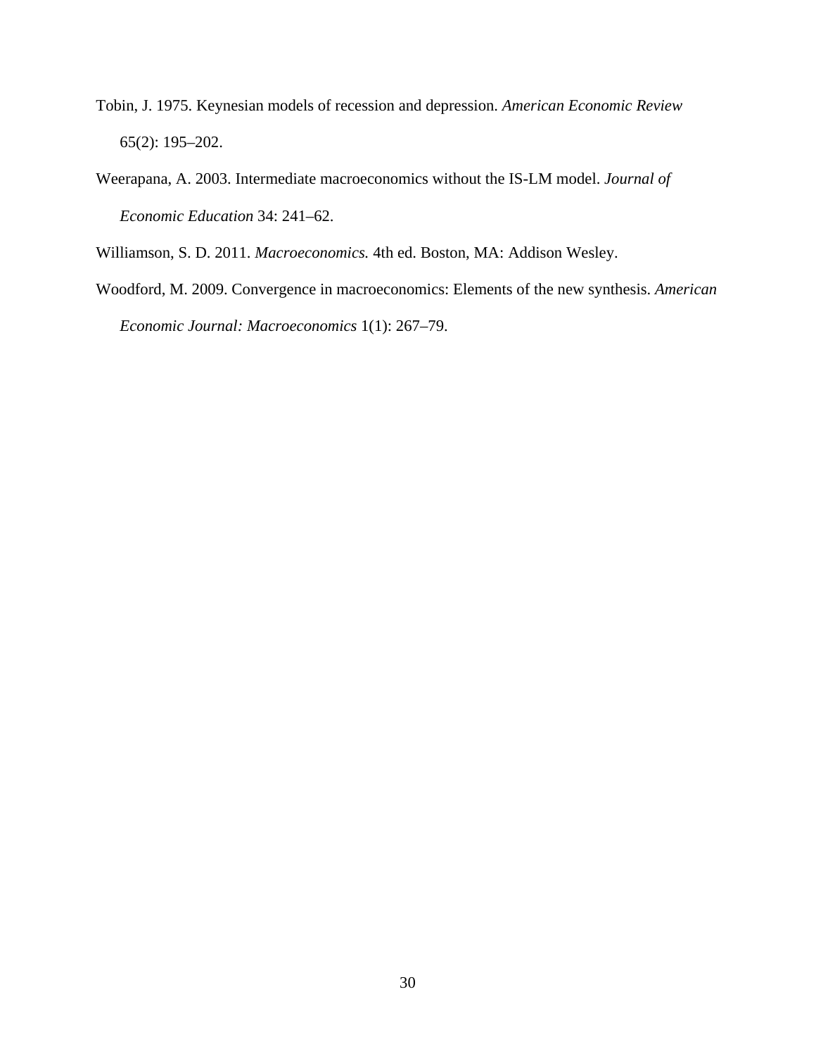Tobin, J. 1975. Keynesian models of recession and depression. *American Economic Review* 65(2): 195–202.

Weerapana, A. 2003. Intermediate macroeconomics without the IS-LM model. *Journal of Economic Education* 34: 241–62.

Williamson, S. D. 2011. *Macroeconomics.* 4th ed. Boston, MA: Addison Wesley.

Woodford, M. 2009. Convergence in macroeconomics: Elements of the new synthesis. *American Economic Journal: Macroeconomics* 1(1): 267–79.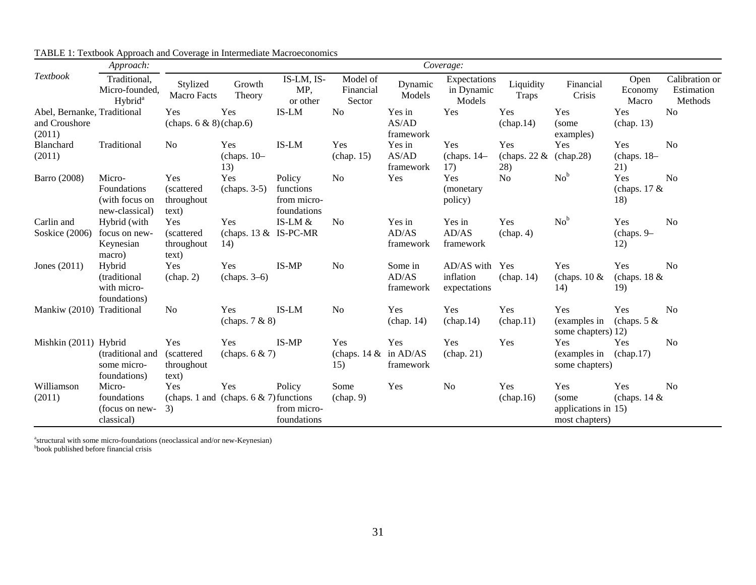TABLE 1: Textbook Approach and Coverage in Intermediate Macroeconomics

| *Textbook* | *Approach:* Traditional, Micro-founded, Hybrid[a] | *Coverage:* Stylized Macro Facts | Growth Theory | IS-LM, IS-MP, or other | Model of Financial Sector | Dynamic Models | Expectations in Dynamic Models | Liquidity Traps | Financial Crisis | Open Economy Macro | Calibration or Estimation Methods |
|---|---|---|---|---|---|---|---|---|---|---|---|
| Abel, Bernanke, and Croushore (2011) | Traditional | Yes (chaps. 6 & 8) | Yes (chap.6) | IS-LM | No | Yes in AS/AD framework | Yes | Yes (chap.14) | Yes (some examples) | Yes (chap. 13) | No |
| Blanchard (2011) | Traditional | No | Yes (chaps. 10–13) | IS-LM | Yes (chap. 15) | Yes in AS/AD framework | Yes (chaps. 14–17) | Yes (chaps. 22 & 28) | Yes (chap.28) | Yes (chaps. 18–21) | No |
| Barro (2008) | Micro-Foundations (with focus on new-classical) | Yes (scattered throughout text) | Yes (chaps. 3-5) | Policy functions from micro-foundations | No | Yes | Yes (monetary policy) | No | No[b] | Yes (chaps. 17 & 18) | No |
| Carlin and Soskice (2006) | Hybrid (with focus on new-Keynesian macro) | Yes (scattered throughout text) | Yes (chaps. 13 & 14) | IS-LM & IS-PC-MR | No | Yes in AD/AS framework | Yes in AD/AS framework | Yes (chap. 4) | No[b] | Yes (chaps. 9–12) | No |
| Jones (2011) | Hybrid (traditional with micro-foundations) | Yes (chap. 2) | Yes (chaps. 3–6) | IS-MP | No | Some in AD/AS framework | AD/AS with inflation expectations | Yes (chap. 14) | Yes (chaps. 10 & 14) | Yes (chaps. 18 & 19) | No |
| Mankiw (2010) | Traditional | No | Yes (chaps. 7 & 8) | IS-LM | No | Yes (chap. 14) | Yes (chap.14) | Yes (chap.11) | Yes (examples in some chapters) | Yes (chaps. 5 & 12) | No |
| Mishkin (2011) | Hybrid (traditional and some micro-foundations) | Yes (scattered throughout text) | Yes (chaps. 6 & 7) | IS-MP | Yes (chaps. 14 & 15) | Yes in AD/AS framework | Yes (chap. 21) | Yes | Yes (examples in some chapters) | Yes (chap.17) | No |
| Williamson (2011) | Micro-foundations (focus on new-classical) | Yes (chaps. 1 and 3) | Yes (chaps. 6 & 7) | Policy functions from micro-foundations | Some (chap. 9) | Yes | No | Yes (chap.16) | Yes (some applications in most chapters) | Yes (chaps. 14 & 15) | No |

[a]structural with some micro-foundations (neoclassical and/or new-Keynesian)
[b]book published before financial crisis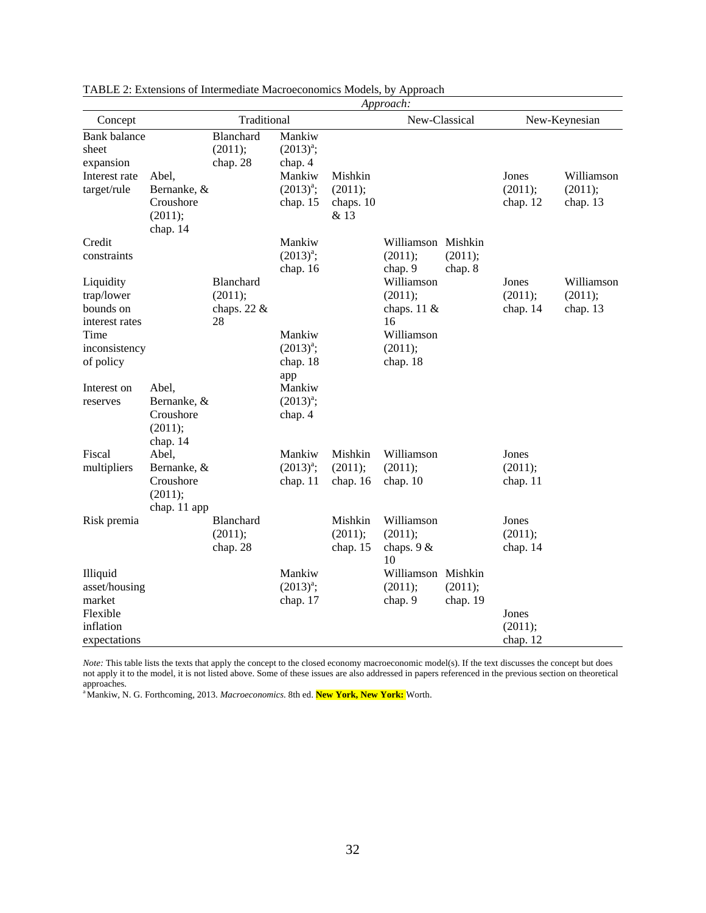TABLE 2: Extensions of Intermediate Macroeconomics Models, by Approach

| | *Approach:* | | | | | | | |
|---|---|---|---|---|---|---|---|---|
| Concept | Traditional | | | | New-Classical | | New-Keynesian | |
| Bank balance sheet expansion | | Blanchard (2011); chap. 28 | Mankiw (2013)[a]; chap. 4 | | | | | |
| Interest rate target/rule | Abel, Bernanke, & Croushore (2011); chap. 14 | | Mankiw (2013)[a]; chap. 15 | Mishkin (2011); chaps. 10 & 13 | | | Jones (2011); chap. 12 | Williamson (2011); chap. 13 |
| Credit constraints | | | Mankiw (2013)[a]; chap. 16 | | Williamson (2011); chap. 9 | Mishkin (2011); chap. 8 | | |
| Liquidity trap/lower bounds on interest rates | | Blanchard (2011); chaps. 22 & 28 | | | Williamson (2011); chaps. 11 & 16 | | Jones (2011); chap. 14 | Williamson (2011); chap. 13 |
| Time inconsistency of policy | | | Mankiw (2013)[a]; chap. 18 app | | Williamson (2011); chap. 18 | | | |
| Interest on reserves | Abel, Bernanke, & Croushore (2011); chap. 14 | | Mankiw (2013)[a]; chap. 4 | | | | | |
| Fiscal multipliers | Abel, Bernanke, & Croushore (2011); chap. 11 app | | Mankiw (2013)[a]; chap. 11 | Mishkin (2011); chap. 16 | Williamson (2011); chap. 10 | | Jones (2011); chap. 11 | |
| Risk premia | | Blanchard (2011); chap. 28 | | Mishkin (2011); chap. 15 | Williamson (2011); chaps. 9 & 10 | | Jones (2011); chap. 14 | |
| Illiquid asset/housing market | | | Mankiw (2013)[a]; chap. 17 | | Williamson (2011); chap. 9 | Mishkin (2011); chap. 19 | | |
| Flexible inflation expectations | | | | | | | Jones (2011); chap. 12 | |

*Note:* This table lists the texts that apply the concept to the closed economy macroeconomic model(s). If the text discusses the concept but does not apply it to the model, it is not listed above. Some of these issues are also addressed in papers referenced in the previous section on theoretical approaches.

[a] Mankiw, N. G. Forthcoming, 2013. *Macroeconomics.* 8th ed. **New York, New York:** Worth.